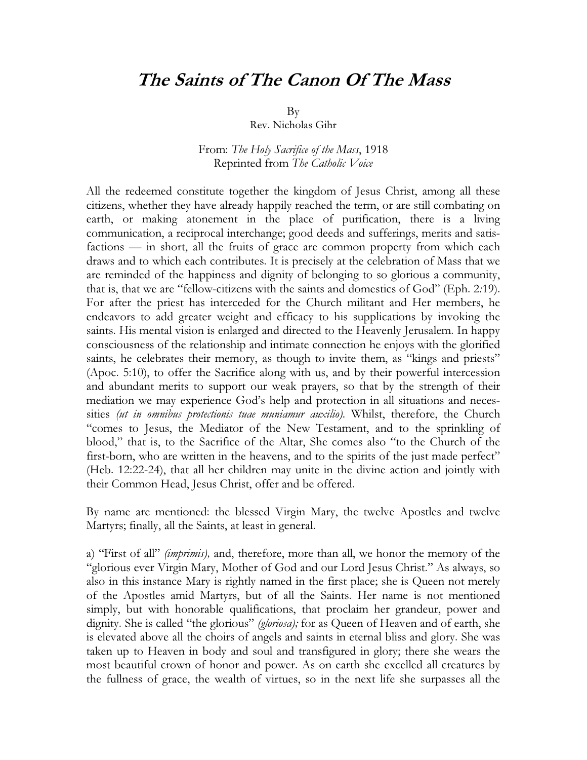# *The Saints of The Canon Of The Mass*

By  
Rev. Nicholas Gihr

From: *The Holy Sacrifice of the Mass*, 1918  
Reprinted from *The Catholic Voice*

All the redeemed constitute together the kingdom of Jesus Christ, among all these citizens, whether they have already happily reached the term, or are still combating on earth, or making atonement in the place of purification, there is a living communication, a reciprocal interchange; good deeds and sufferings, merits and satisfactions — in short, all the fruits of grace are common property from which each draws and to which each contributes. It is precisely at the celebration of Mass that we are reminded of the happiness and dignity of belonging to so glorious a community, that is, that we are "fellow-citizens with the saints and domestics of God" (Eph. 2:19). For after the priest has interceded for the Church militant and Her members, he endeavors to add greater weight and efficacy to his supplications by invoking the saints. His mental vision is enlarged and directed to the Heavenly Jerusalem. In happy consciousness of the relationship and intimate connection he enjoys with the glorified saints, he celebrates their memory, as though to invite them, as "kings and priests" (Apoc. 5:10), to offer the Sacrifice along with us, and by their powerful intercession and abundant merits to support our weak prayers, so that by the strength of their mediation we may experience God's help and protection in all situations and necessities *(ut in omnibus protectionis tuae muniamur auxilio)*. Whilst, therefore, the Church "comes to Jesus, the Mediator of the New Testament, and to the sprinkling of blood," that is, to the Sacrifice of the Altar, She comes also "to the Church of the first-born, who are written in the heavens, and to the spirits of the just made perfect" (Heb. 12:22-24), that all her children may unite in the divine action and jointly with their Common Head, Jesus Christ, offer and be offered.

By name are mentioned: the blessed Virgin Mary, the twelve Apostles and twelve Martyrs; finally, all the Saints, at least in general.

a) "First of all" *(imprimis),* and, therefore, more than all, we honor the memory of the "glorious ever Virgin Mary, Mother of God and our Lord Jesus Christ." As always, so also in this instance Mary is rightly named in the first place; she is Queen not merely of the Apostles amid Martyrs, but of all the Saints. Her name is not mentioned simply, but with honorable qualifications, that proclaim her grandeur, power and dignity. She is called "the glorious" *(gloriosa);* for as Queen of Heaven and of earth, she is elevated above all the choirs of angels and saints in eternal bliss and glory. She was taken up to Heaven in body and soul and transfigured in glory; there she wears the most beautiful crown of honor and power. As on earth she excelled all creatures by the fullness of grace, the wealth of virtues, so in the next life she surpasses all the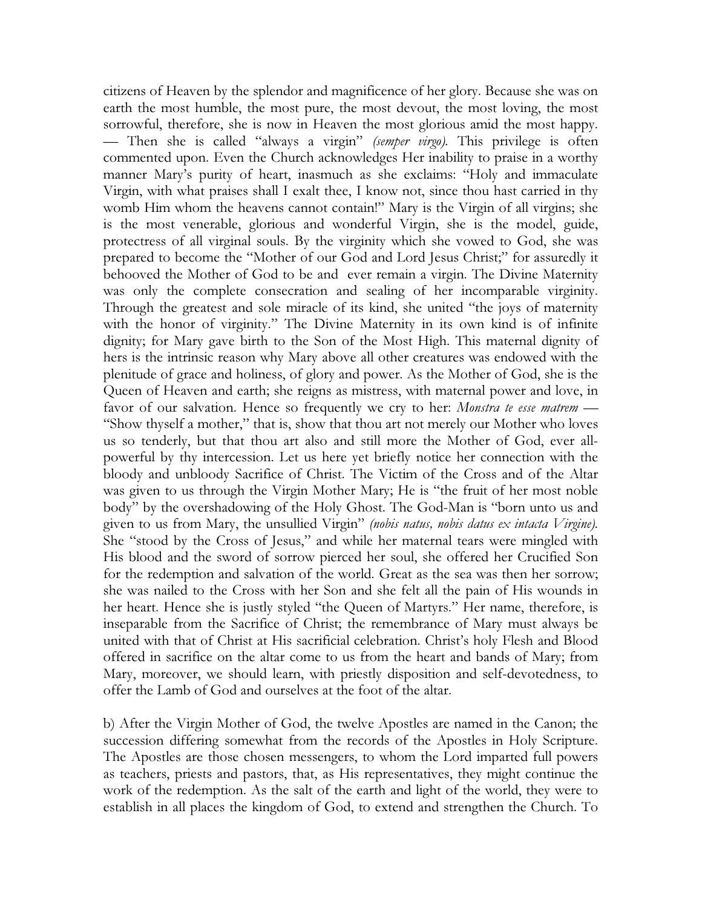citizens of Heaven by the splendor and magnificence of her glory. Because she was on earth the most humble, the most pure, the most devout, the most loving, the most sorrowful, therefore, she is now in Heaven the most glorious amid the most happy. — Then she is called "always a virgin" *(semper virgo)*. This privilege is often commented upon. Even the Church acknowledges Her inability to praise in a worthy manner Mary's purity of heart, inasmuch as she exclaims: "Holy and immaculate Virgin, with what praises shall I exalt thee, I know not, since thou hast carried in thy womb Him whom the heavens cannot contain!" Mary is the Virgin of all virgins; she is the most venerable, glorious and wonderful Virgin, she is the model, guide, protectress of all virginal souls. By the virginity which she vowed to God, she was prepared to become the "Mother of our God and Lord Jesus Christ;" for assuredly it behooved the Mother of God to be and ever remain a virgin. The Divine Maternity was only the complete consecration and sealing of her incomparable virginity. Through the greatest and sole miracle of its kind, she united "the joys of maternity with the honor of virginity." The Divine Maternity in its own kind is of infinite dignity; for Mary gave birth to the Son of the Most High. This maternal dignity of hers is the intrinsic reason why Mary above all other creatures was endowed with the plenitude of grace and holiness, of glory and power. As the Mother of God, she is the Queen of Heaven and earth; she reigns as mistress, with maternal power and love, in favor of our salvation. Hence so frequently we cry to her: *Monstra te esse matrem* — "Show thyself a mother," that is, show that thou art not merely our Mother who loves us so tenderly, but that thou art also and still more the Mother of God, ever all-powerful by thy intercession. Let us here yet briefly notice her connection with the bloody and unbloody Sacrifice of Christ. The Victim of the Cross and of the Altar was given to us through the Virgin Mother Mary; He is "the fruit of her most noble body" by the overshadowing of the Holy Ghost. The God-Man is "born unto us and given to us from Mary, the unsullied Virgin" *(nobis natus, nobis datus ex intacta Virgine)*. She "stood by the Cross of Jesus," and while her maternal tears were mingled with His blood and the sword of sorrow pierced her soul, she offered her Crucified Son for the redemption and salvation of the world. Great as the sea was then her sorrow; she was nailed to the Cross with her Son and she felt all the pain of His wounds in her heart. Hence she is justly styled "the Queen of Martyrs." Her name, therefore, is inseparable from the Sacrifice of Christ; the remembrance of Mary must always be united with that of Christ at His sacrificial celebration. Christ's holy Flesh and Blood offered in sacrifice on the altar come to us from the heart and bands of Mary; from Mary, moreover, we should learn, with priestly disposition and self-devotedness, to offer the Lamb of God and ourselves at the foot of the altar.

b) After the Virgin Mother of God, the twelve Apostles are named in the Canon; the succession differing somewhat from the records of the Apostles in Holy Scripture. The Apostles are those chosen messengers, to whom the Lord imparted full powers as teachers, priests and pastors, that, as His representatives, they might continue the work of the redemption. As the salt of the earth and light of the world, they were to establish in all places the kingdom of God, to extend and strengthen the Church. To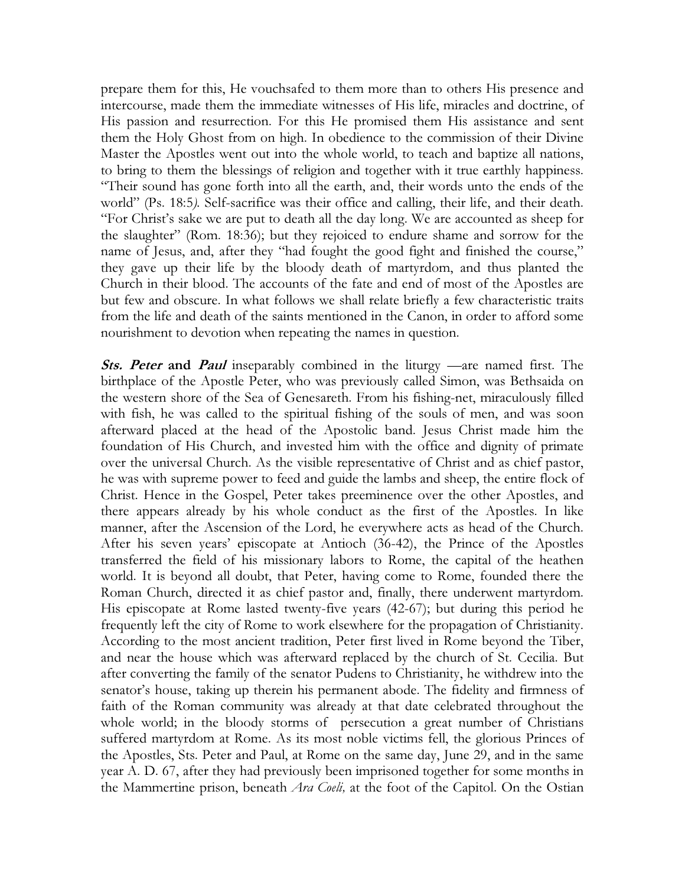prepare them for this, He vouchsafed to them more than to others His presence and intercourse, made them the immediate witnesses of His life, miracles and doctrine, of His passion and resurrection. For this He promised them His assistance and sent them the Holy Ghost from on high. In obedience to the commission of their Divine Master the Apostles went out into the whole world, to teach and baptize all nations, to bring to them the blessings of religion and together with it true earthly happiness. "Their sound has gone forth into all the earth, and, their words unto the ends of the world" (Ps. 18:5*).* Self-sacrifice was their office and calling, their life, and their death. "For Christ's sake we are put to death all the day long. We are accounted as sheep for the slaughter" (Rom. 18:36); but they rejoiced to endure shame and sorrow for the name of Jesus, and, after they "had fought the good fight and finished the course," they gave up their life by the bloody death of martyrdom, and thus planted the Church in their blood. The accounts of the fate and end of most of the Apostles are but few and obscure. In what follows we shall relate briefly a few characteristic traits from the life and death of the saints mentioned in the Canon, in order to afford some nourishment to devotion when repeating the names in question.

***Sts. Peter* and *Paul*** inseparably combined in the liturgy —are named first. The birthplace of the Apostle Peter, who was previously called Simon, was Bethsaida on the western shore of the Sea of Genesareth. From his fishing-net, miraculously filled with fish, he was called to the spiritual fishing of the souls of men, and was soon afterward placed at the head of the Apostolic band. Jesus Christ made him the foundation of His Church, and invested him with the office and dignity of primate over the universal Church. As the visible representative of Christ and as chief pastor, he was with supreme power to feed and guide the lambs and sheep, the entire flock of Christ. Hence in the Gospel, Peter takes preeminence over the other Apostles, and there appears already by his whole conduct as the first of the Apostles. In like manner, after the Ascension of the Lord, he everywhere acts as head of the Church. After his seven years' episcopate at Antioch (36-42), the Prince of the Apostles transferred the field of his missionary labors to Rome, the capital of the heathen world. It is beyond all doubt, that Peter, having come to Rome, founded there the Roman Church, directed it as chief pastor and, finally, there underwent martyrdom. His episcopate at Rome lasted twenty-five years (42-67); but during this period he frequently left the city of Rome to work elsewhere for the propagation of Christianity. According to the most ancient tradition, Peter first lived in Rome beyond the Tiber, and near the house which was afterward replaced by the church of St. Cecilia. But after converting the family of the senator Pudens to Christianity, he withdrew into the senator's house, taking up therein his permanent abode. The fidelity and firmness of faith of the Roman community was already at that date celebrated throughout the whole world; in the bloody storms of persecution a great number of Christians suffered martyrdom at Rome. As its most noble victims fell, the glorious Princes of the Apostles, Sts. Peter and Paul, at Rome on the same day, June 29, and in the same year A. D. 67, after they had previously been imprisoned together for some months in the Mammertine prison, beneath *Ara Coeli,* at the foot of the Capitol. On the Ostian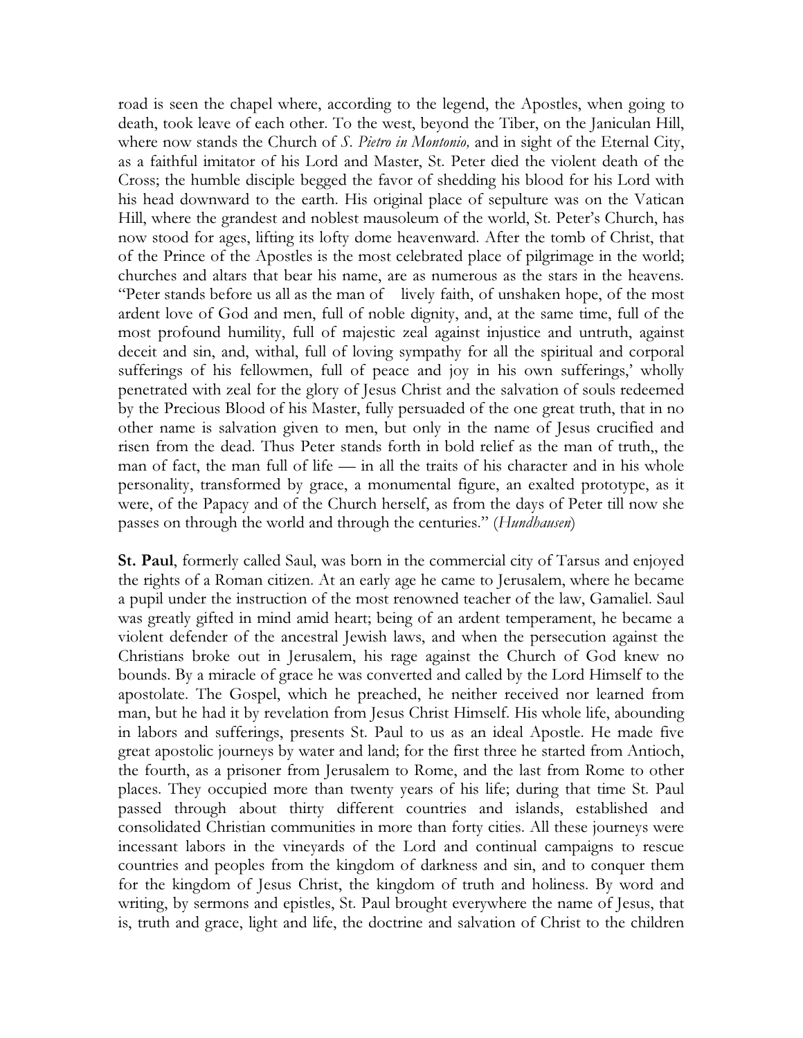road is seen the chapel where, according to the legend, the Apostles, when going to death, took leave of each other. To the west, beyond the Tiber, on the Janiculan Hill, where now stands the Church of *S. Pietro in Montonio,* and in sight of the Eternal City, as a faithful imitator of his Lord and Master, St. Peter died the violent death of the Cross; the humble disciple begged the favor of shedding his blood for his Lord with his head downward to the earth. His original place of sepulture was on the Vatican Hill, where the grandest and noblest mausoleum of the world, St. Peter's Church, has now stood for ages, lifting its lofty dome heavenward. After the tomb of Christ, that of the Prince of the Apostles is the most celebrated place of pilgrimage in the world; churches and altars that bear his name, are as numerous as the stars in the heavens. "Peter stands before us all as the man of lively faith, of unshaken hope, of the most ardent love of God and men, full of noble dignity, and, at the same time, full of the most profound humility, full of majestic zeal against injustice and untruth, against deceit and sin, and, withal, full of loving sympathy for all the spiritual and corporal sufferings of his fellowmen, full of peace and joy in his own sufferings,' wholly penetrated with zeal for the glory of Jesus Christ and the salvation of souls redeemed by the Precious Blood of his Master, fully persuaded of the one great truth, that in no other name is salvation given to men, but only in the name of Jesus crucified and risen from the dead. Thus Peter stands forth in bold relief as the man of truth,, the man of fact, the man full of life — in all the traits of his character and in his whole personality, transformed by grace, a monumental figure, an exalted prototype, as it were, of the Papacy and of the Church herself, as from the days of Peter till now she passes on through the world and through the centuries." (*Hundhausen*)

**St. Paul**, formerly called Saul, was born in the commercial city of Tarsus and enjoyed the rights of a Roman citizen. At an early age he came to Jerusalem, where he became a pupil under the instruction of the most renowned teacher of the law, Gamaliel. Saul was greatly gifted in mind amid heart; being of an ardent temperament, he became a violent defender of the ancestral Jewish laws, and when the persecution against the Christians broke out in Jerusalem, his rage against the Church of God knew no bounds. By a miracle of grace he was converted and called by the Lord Himself to the apostolate. The Gospel, which he preached, he neither received nor learned from man, but he had it by revelation from Jesus Christ Himself. His whole life, abounding in labors and sufferings, presents St. Paul to us as an ideal Apostle. He made five great apostolic journeys by water and land; for the first three he started from Antioch, the fourth, as a prisoner from Jerusalem to Rome, and the last from Rome to other places. They occupied more than twenty years of his life; during that time St. Paul passed through about thirty different countries and islands, established and consolidated Christian communities in more than forty cities. All these journeys were incessant labors in the vineyards of the Lord and continual campaigns to rescue countries and peoples from the kingdom of darkness and sin, and to conquer them for the kingdom of Jesus Christ, the kingdom of truth and holiness. By word and writing, by sermons and epistles, St. Paul brought everywhere the name of Jesus, that is, truth and grace, light and life, the doctrine and salvation of Christ to the children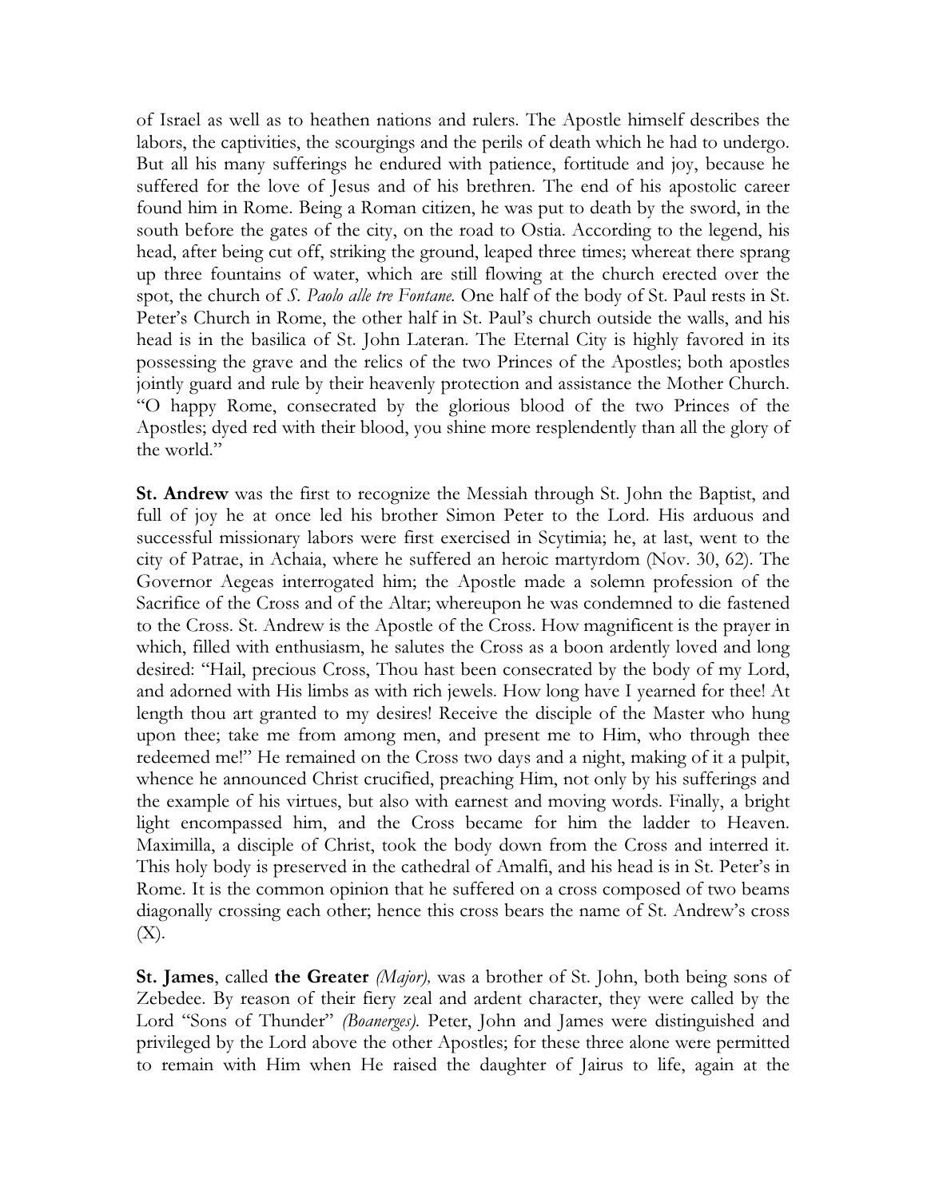of Israel as well as to heathen nations and rulers. The Apostle himself describes the labors, the captivities, the scourgings and the perils of death which he had to undergo. But all his many sufferings he endured with patience, fortitude and joy, because he suffered for the love of Jesus and of his brethren. The end of his apostolic career found him in Rome. Being a Roman citizen, he was put to death by the sword, in the south before the gates of the city, on the road to Ostia. According to the legend, his head, after being cut off, striking the ground, leaped three times; whereat there sprang up three fountains of water, which are still flowing at the church erected over the spot, the church of *S. Paolo alle tre Fontane*. One half of the body of St. Paul rests in St. Peter's Church in Rome, the other half in St. Paul's church outside the walls, and his head is in the basilica of St. John Lateran. The Eternal City is highly favored in its possessing the grave and the relics of the two Princes of the Apostles; both apostles jointly guard and rule by their heavenly protection and assistance the Mother Church. "O happy Rome, consecrated by the glorious blood of the two Princes of the Apostles; dyed red with their blood, you shine more resplendently than all the glory of the world."

**St. Andrew** was the first to recognize the Messiah through St. John the Baptist, and full of joy he at once led his brother Simon Peter to the Lord. His arduous and successful missionary labors were first exercised in Scytimia; he, at last, went to the city of Patrae, in Achaia, where he suffered an heroic martyrdom (Nov. 30, 62). The Governor Aegeas interrogated him; the Apostle made a solemn profession of the Sacrifice of the Cross and of the Altar; whereupon he was condemned to die fastened to the Cross. St. Andrew is the Apostle of the Cross. How magnificent is the prayer in which, filled with enthusiasm, he salutes the Cross as a boon ardently loved and long desired: "Hail, precious Cross, Thou hast been consecrated by the body of my Lord, and adorned with His limbs as with rich jewels. How long have I yearned for thee! At length thou art granted to my desires! Receive the disciple of the Master who hung upon thee; take me from among men, and present me to Him, who through thee redeemed me!" He remained on the Cross two days and a night, making of it a pulpit, whence he announced Christ crucified, preaching Him, not only by his sufferings and the example of his virtues, but also with earnest and moving words. Finally, a bright light encompassed him, and the Cross became for him the ladder to Heaven. Maximilla, a disciple of Christ, took the body down from the Cross and interred it. This holy body is preserved in the cathedral of Amalfi, and his head is in St. Peter's in Rome. It is the common opinion that he suffered on a cross composed of two beams diagonally crossing each other; hence this cross bears the name of St. Andrew's cross (X).

**St. James**, called **the Greater** *(Major),* was a brother of St. John, both being sons of Zebedee. By reason of their fiery zeal and ardent character, they were called by the Lord "Sons of Thunder" *(Boanerges)*. Peter, John and James were distinguished and privileged by the Lord above the other Apostles; for these three alone were permitted to remain with Him when He raised the daughter of Jairus to life, again at the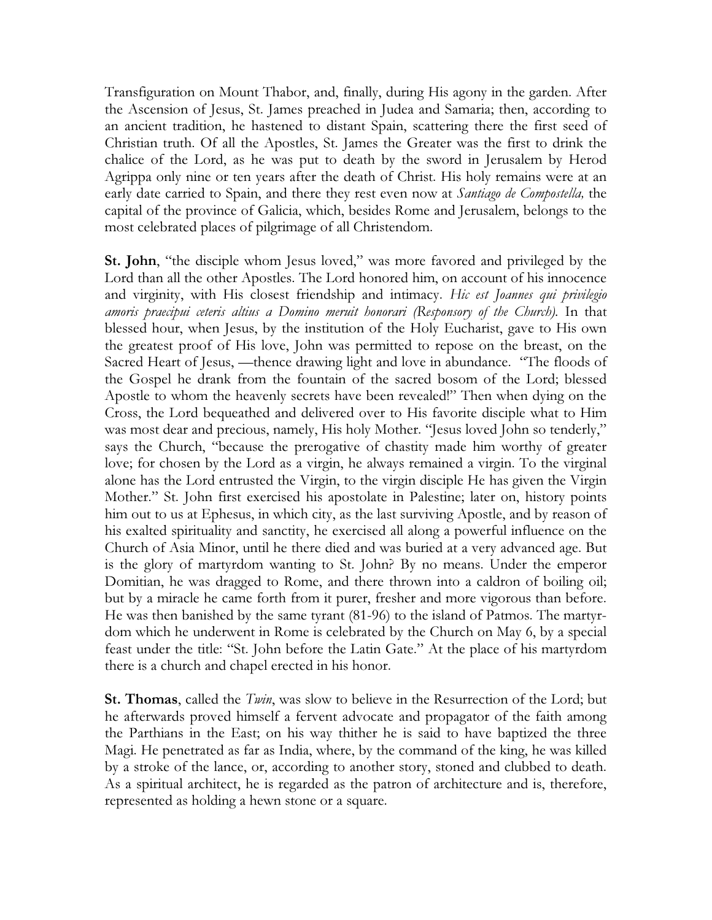Transfiguration on Mount Thabor, and, finally, during His agony in the garden. After the Ascension of Jesus, St. James preached in Judea and Samaria; then, according to an ancient tradition, he hastened to distant Spain, scattering there the first seed of Christian truth. Of all the Apostles, St. James the Greater was the first to drink the chalice of the Lord, as he was put to death by the sword in Jerusalem by Herod Agrippa only nine or ten years after the death of Christ. His holy remains were at an early date carried to Spain, and there they rest even now at *Santiago de Compostella,* the capital of the province of Galicia, which, besides Rome and Jerusalem, belongs to the most celebrated places of pilgrimage of all Christendom.

**St. John**, "the disciple whom Jesus loved," was more favored and privileged by the Lord than all the other Apostles. The Lord honored him, on account of his innocence and virginity, with His closest friendship and intimacy. *Hic est Joannes qui privilegio amoris praecipui ceteris altius a Domino meruit honorari (Responsory of the Church).* In that blessed hour, when Jesus, by the institution of the Holy Eucharist, gave to His own the greatest proof of His love, John was permitted to repose on the breast, on the Sacred Heart of Jesus, —thence drawing light and love in abundance. "The floods of the Gospel he drank from the fountain of the sacred bosom of the Lord; blessed Apostle to whom the heavenly secrets have been revealed!" Then when dying on the Cross, the Lord bequeathed and delivered over to His favorite disciple what to Him was most dear and precious, namely, His holy Mother. "Jesus loved John so tenderly," says the Church, "because the prerogative of chastity made him worthy of greater love; for chosen by the Lord as a virgin, he always remained a virgin. To the virginal alone has the Lord entrusted the Virgin, to the virgin disciple He has given the Virgin Mother." St. John first exercised his apostolate in Palestine; later on, history points him out to us at Ephesus, in which city, as the last surviving Apostle, and by reason of his exalted spirituality and sanctity, he exercised all along a powerful influence on the Church of Asia Minor, until he there died and was buried at a very advanced age. But is the glory of martyrdom wanting to St. John? By no means. Under the emperor Domitian, he was dragged to Rome, and there thrown into a caldron of boiling oil; but by a miracle he came forth from it purer, fresher and more vigorous than before. He was then banished by the same tyrant (81-96) to the island of Patmos. The martyrdom which he underwent in Rome is celebrated by the Church on May 6, by a special feast under the title: "St. John before the Latin Gate." At the place of his martyrdom there is a church and chapel erected in his honor.

**St. Thomas**, called the *Twin*, was slow to believe in the Resurrection of the Lord; but he afterwards proved himself a fervent advocate and propagator of the faith among the Parthians in the East; on his way thither he is said to have baptized the three Magi. He penetrated as far as India, where, by the command of the king, he was killed by a stroke of the lance, or, according to another story, stoned and clubbed to death. As a spiritual architect, he is regarded as the patron of architecture and is, therefore, represented as holding a hewn stone or a square.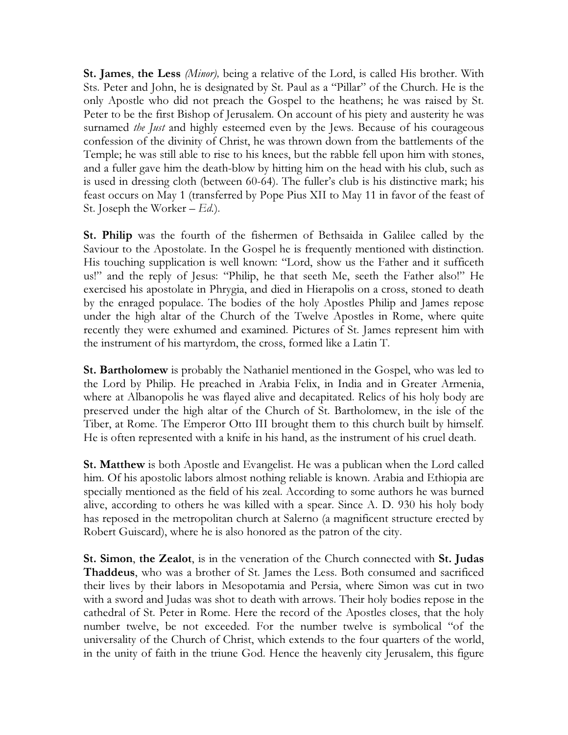**St. James**, **the Less** *(Minor),* being a relative of the Lord, is called His brother. With Sts. Peter and John, he is designated by St. Paul as a "Pillar" of the Church. He is the only Apostle who did not preach the Gospel to the heathens; he was raised by St. Peter to be the first Bishop of Jerusalem. On account of his piety and austerity he was surnamed *the Just* and highly esteemed even by the Jews. Because of his courageous confession of the divinity of Christ, he was thrown down from the battlements of the Temple; he was still able to rise to his knees, but the rabble fell upon him with stones, and a fuller gave him the death-blow by hitting him on the head with his club, such as is used in dressing cloth (between 60-64). The fuller's club is his distinctive mark; his feast occurs on May 1 (transferred by Pope Pius XII to May 11 in favor of the feast of St. Joseph the Worker – *Ed*.).

**St. Philip** was the fourth of the fishermen of Bethsaida in Galilee called by the Saviour to the Apostolate. In the Gospel he is frequently mentioned with distinction. His touching supplication is well known: "Lord, show us the Father and it sufficeth us!" and the reply of Jesus: "Philip, he that seeth Me, seeth the Father also!" He exercised his apostolate in Phrygia, and died in Hierapolis on a cross, stoned to death by the enraged populace. The bodies of the holy Apostles Philip and James repose under the high altar of the Church of the Twelve Apostles in Rome, where quite recently they were exhumed and examined. Pictures of St. James represent him with the instrument of his martyrdom, the cross, formed like a Latin T.

**St. Bartholomew** is probably the Nathaniel mentioned in the Gospel, who was led to the Lord by Philip. He preached in Arabia Felix, in India and in Greater Armenia, where at Albanopolis he was flayed alive and decapitated. Relics of his holy body are preserved under the high altar of the Church of St. Bartholomew, in the isle of the Tiber, at Rome. The Emperor Otto III brought them to this church built by himself. He is often represented with a knife in his hand, as the instrument of his cruel death.

**St. Matthew** is both Apostle and Evangelist. He was a publican when the Lord called him. Of his apostolic labors almost nothing reliable is known. Arabia and Ethiopia are specially mentioned as the field of his zeal. According to some authors he was burned alive, according to others he was killed with a spear. Since A. D. 930 his holy body has reposed in the metropolitan church at Salerno (a magnificent structure erected by Robert Guiscard), where he is also honored as the patron of the city.

**St. Simon**, **the Zealot**, is in the veneration of the Church connected with **St. Judas Thaddeus**, who was a brother of St. James the Less. Both consumed and sacrificed their lives by their labors in Mesopotamia and Persia, where Simon was cut in two with a sword and Judas was shot to death with arrows. Their holy bodies repose in the cathedral of St. Peter in Rome. Here the record of the Apostles closes, that the holy number twelve, be not exceeded. For the number twelve is symbolical "of the universality of the Church of Christ, which extends to the four quarters of the world, in the unity of faith in the triune God. Hence the heavenly city Jerusalem, this figure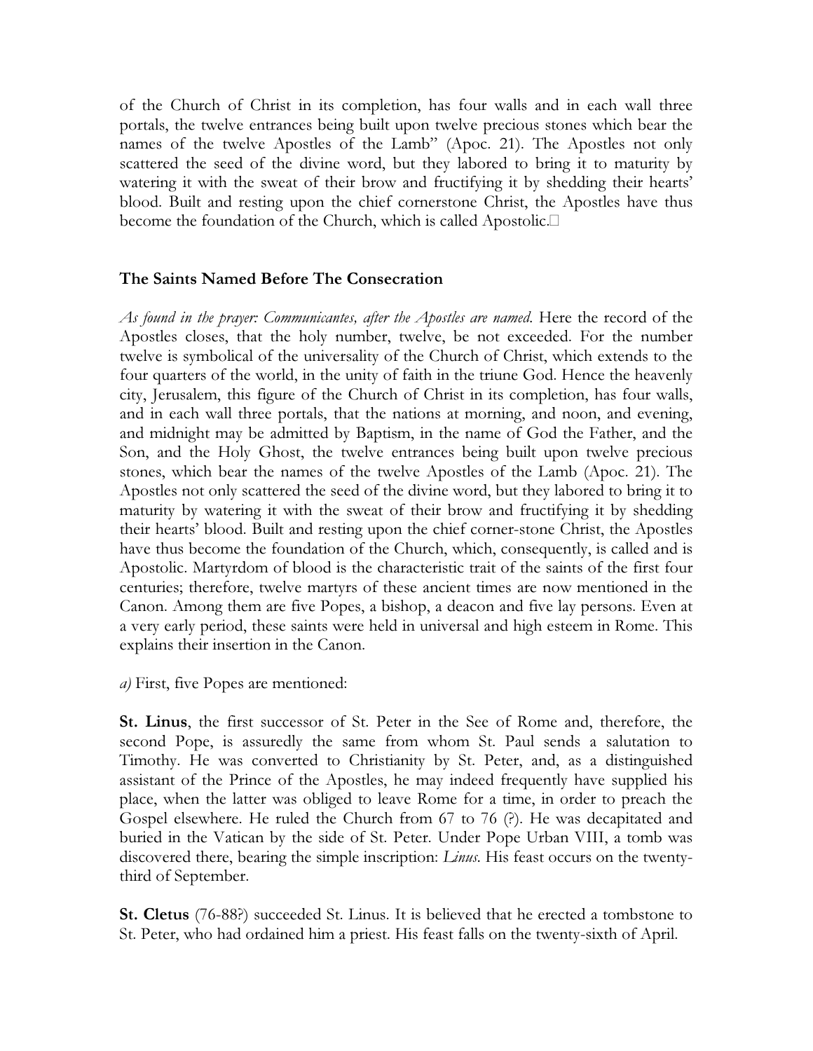of the Church of Christ in its completion, has four walls and in each wall three portals, the twelve entrances being built upon twelve precious stones which bear the names of the twelve Apostles of the Lamb" (Apoc. 21). The Apostles not only scattered the seed of the divine word, but they labored to bring it to maturity by watering it with the sweat of their brow and fructifying it by shedding their hearts' blood. Built and resting upon the chief cornerstone Christ, the Apostles have thus become the foundation of the Church, which is called Apostolic.

### The Saints Named Before The Consecration

*As found in the prayer: Communicantes, after the Apostles are named.* Here the record of the Apostles closes, that the holy number, twelve, be not exceeded. For the number twelve is symbolical of the universality of the Church of Christ, which extends to the four quarters of the world, in the unity of faith in the triune God. Hence the heavenly city, Jerusalem, this figure of the Church of Christ in its completion, has four walls, and in each wall three portals, that the nations at morning, and noon, and evening, and midnight may be admitted by Baptism, in the name of God the Father, and the Son, and the Holy Ghost, the twelve entrances being built upon twelve precious stones, which bear the names of the twelve Apostles of the Lamb (Apoc. 21). The Apostles not only scattered the seed of the divine word, but they labored to bring it to maturity by watering it with the sweat of their brow and fructifying it by shedding their hearts' blood. Built and resting upon the chief corner-stone Christ, the Apostles have thus become the foundation of the Church, which, consequently, is called and is Apostolic. Martyrdom of blood is the characteristic trait of the saints of the first four centuries; therefore, twelve martyrs of these ancient times are now mentioned in the Canon. Among them are five Popes, a bishop, a deacon and five lay persons. Even at a very early period, these saints were held in universal and high esteem in Rome. This explains their insertion in the Canon.

*a)* First, five Popes are mentioned:

**St. Linus**, the first successor of St. Peter in the See of Rome and, therefore, the second Pope, is assuredly the same from whom St. Paul sends a salutation to Timothy. He was converted to Christianity by St. Peter, and, as a distinguished assistant of the Prince of the Apostles, he may indeed frequently have supplied his place, when the latter was obliged to leave Rome for a time, in order to preach the Gospel elsewhere. He ruled the Church from 67 to 76 (?). He was decapitated and buried in the Vatican by the side of St. Peter. Under Pope Urban VIII, a tomb was discovered there, bearing the simple inscription: *Linus*. His feast occurs on the twenty-third of September.

**St. Cletus** (76-88?) succeeded St. Linus. It is believed that he erected a tombstone to St. Peter, who had ordained him a priest. His feast falls on the twenty-sixth of April.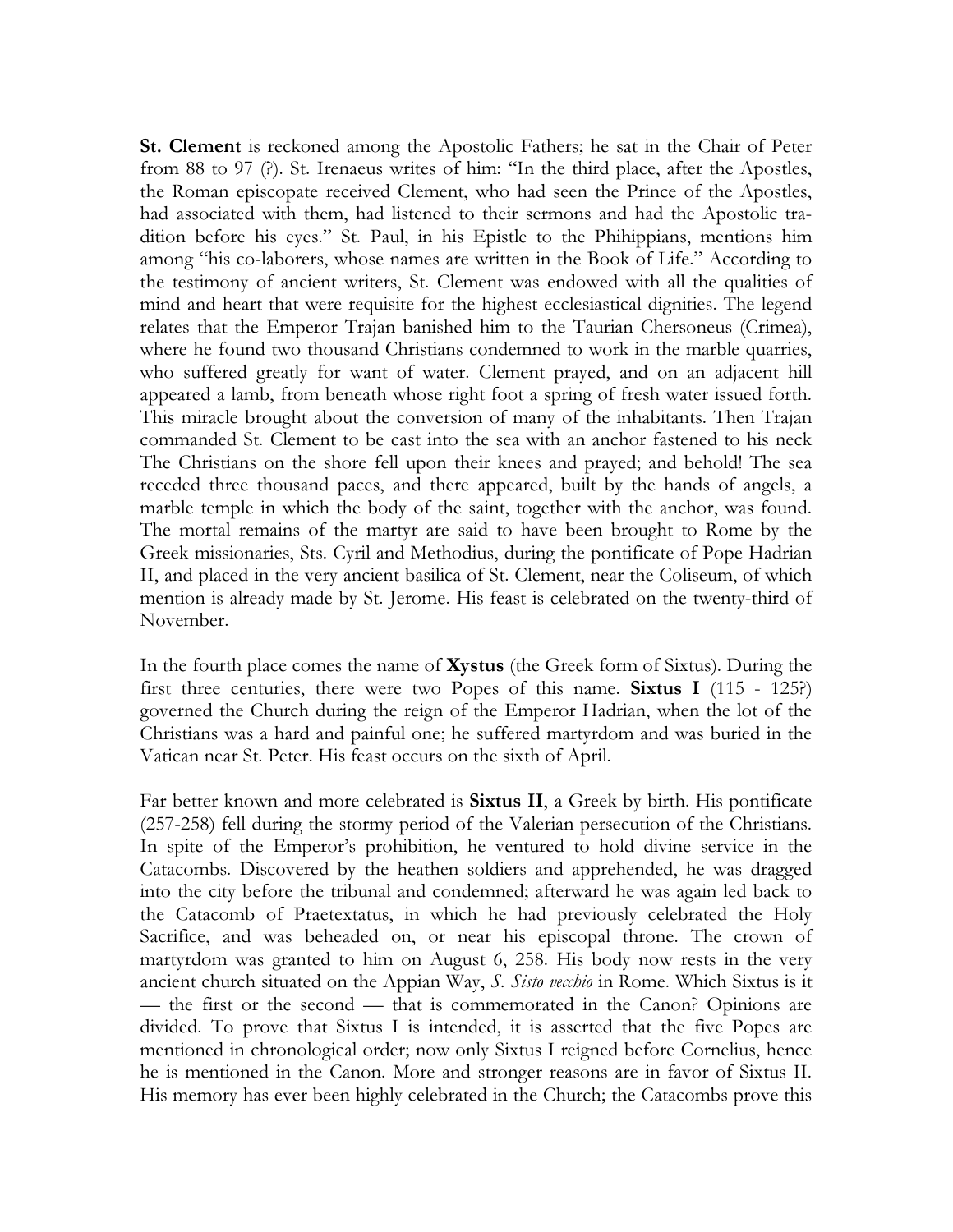**St. Clement** is reckoned among the Apostolic Fathers; he sat in the Chair of Peter from 88 to 97 (?). St. Irenaeus writes of him: "In the third place, after the Apostles, the Roman episcopate received Clement, who had seen the Prince of the Apostles, had associated with them, had listened to their sermons and had the Apostolic tradition before his eyes." St. Paul, in his Epistle to the Phihippians, mentions him among "his co-laborers, whose names are written in the Book of Life." According to the testimony of ancient writers, St. Clement was endowed with all the qualities of mind and heart that were requisite for the highest ecclesiastical dignities. The legend relates that the Emperor Trajan banished him to the Taurian Chersoneus (Crimea), where he found two thousand Christians condemned to work in the marble quarries, who suffered greatly for want of water. Clement prayed, and on an adjacent hill appeared a lamb, from beneath whose right foot a spring of fresh water issued forth. This miracle brought about the conversion of many of the inhabitants. Then Trajan commanded St. Clement to be cast into the sea with an anchor fastened to his neck The Christians on the shore fell upon their knees and prayed; and behold! The sea receded three thousand paces, and there appeared, built by the hands of angels, a marble temple in which the body of the saint, together with the anchor, was found. The mortal remains of the martyr are said to have been brought to Rome by the Greek missionaries, Sts. Cyril and Methodius, during the pontificate of Pope Hadrian II, and placed in the very ancient basilica of St. Clement, near the Coliseum, of which mention is already made by St. Jerome. His feast is celebrated on the twenty-third of November.

In the fourth place comes the name of **Xystus** (the Greek form of Sixtus). During the first three centuries, there were two Popes of this name. **Sixtus I** (115 - 125?) governed the Church during the reign of the Emperor Hadrian, when the lot of the Christians was a hard and painful one; he suffered martyrdom and was buried in the Vatican near St. Peter. His feast occurs on the sixth of April.

Far better known and more celebrated is **Sixtus II**, a Greek by birth. His pontificate (257-258) fell during the stormy period of the Valerian persecution of the Christians. In spite of the Emperor's prohibition, he ventured to hold divine service in the Catacombs. Discovered by the heathen soldiers and apprehended, he was dragged into the city before the tribunal and condemned; afterward he was again led back to the Catacomb of Praetextatus, in which he had previously celebrated the Holy Sacrifice, and was beheaded on, or near his episcopal throne. The crown of martyrdom was granted to him on August 6, 258. His body now rests in the very ancient church situated on the Appian Way, *S. Sisto vecchio* in Rome. Which Sixtus is it — the first or the second — that is commemorated in the Canon? Opinions are divided. To prove that Sixtus I is intended, it is asserted that the five Popes are mentioned in chronological order; now only Sixtus I reigned before Cornelius, hence he is mentioned in the Canon. More and stronger reasons are in favor of Sixtus II. His memory has ever been highly celebrated in the Church; the Catacombs prove this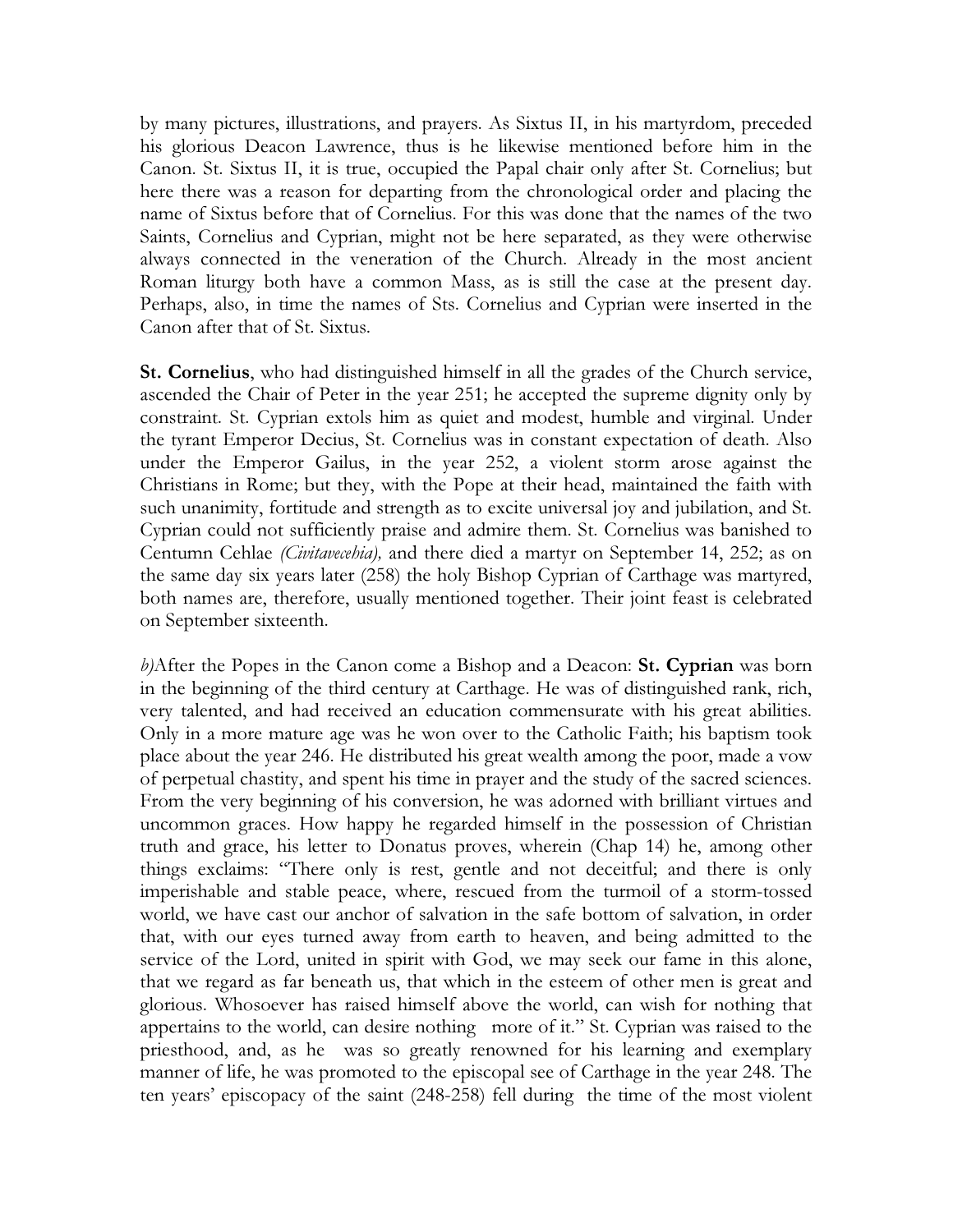by many pictures, illustrations, and prayers. As Sixtus II, in his martyrdom, preceded his glorious Deacon Lawrence, thus is he likewise mentioned before him in the Canon. St. Sixtus II, it is true, occupied the Papal chair only after St. Cornelius; but here there was a reason for departing from the chronological order and placing the name of Sixtus before that of Cornelius. For this was done that the names of the two Saints, Cornelius and Cyprian, might not be here separated, as they were otherwise always connected in the veneration of the Church. Already in the most ancient Roman liturgy both have a common Mass, as is still the case at the present day. Perhaps, also, in time the names of Sts. Cornelius and Cyprian were inserted in the Canon after that of St. Sixtus.

**St. Cornelius**, who had distinguished himself in all the grades of the Church service, ascended the Chair of Peter in the year 251; he accepted the supreme dignity only by constraint. St. Cyprian extols him as quiet and modest, humble and virginal. Under the tyrant Emperor Decius, St. Cornelius was in constant expectation of death. Also under the Emperor Gailus, in the year 252, a violent storm arose against the Christians in Rome; but they, with the Pope at their head, maintained the faith with such unanimity, fortitude and strength as to excite universal joy and jubilation, and St. Cyprian could not sufficiently praise and admire them. St. Cornelius was banished to Centumn Cehlae *(Civitavecehia),* and there died a martyr on September 14, 252; as on the same day six years later (258) the holy Bishop Cyprian of Carthage was martyred, both names are, therefore, usually mentioned together. Their joint feast is celebrated on September sixteenth.

*b)*After the Popes in the Canon come a Bishop and a Deacon: **St. Cyprian** was born in the beginning of the third century at Carthage. He was of distinguished rank, rich, very talented, and had received an education commensurate with his great abilities. Only in a more mature age was he won over to the Catholic Faith; his baptism took place about the year 246. He distributed his great wealth among the poor, made a vow of perpetual chastity, and spent his time in prayer and the study of the sacred sciences. From the very beginning of his conversion, he was adorned with brilliant virtues and uncommon graces. How happy he regarded himself in the possession of Christian truth and grace, his letter to Donatus proves, wherein (Chap 14) he, among other things exclaims: "There only is rest, gentle and not deceitful; and there is only imperishable and stable peace, where, rescued from the turmoil of a storm-tossed world, we have cast our anchor of salvation in the safe bottom of salvation, in order that, with our eyes turned away from earth to heaven, and being admitted to the service of the Lord, united in spirit with God, we may seek our fame in this alone, that we regard as far beneath us, that which in the esteem of other men is great and glorious. Whosoever has raised himself above the world, can wish for nothing that appertains to the world, can desire nothing more of it." St. Cyprian was raised to the priesthood, and, as he was so greatly renowned for his learning and exemplary manner of life, he was promoted to the episcopal see of Carthage in the year 248. The ten years' episcopacy of the saint (248-258) fell during the time of the most violent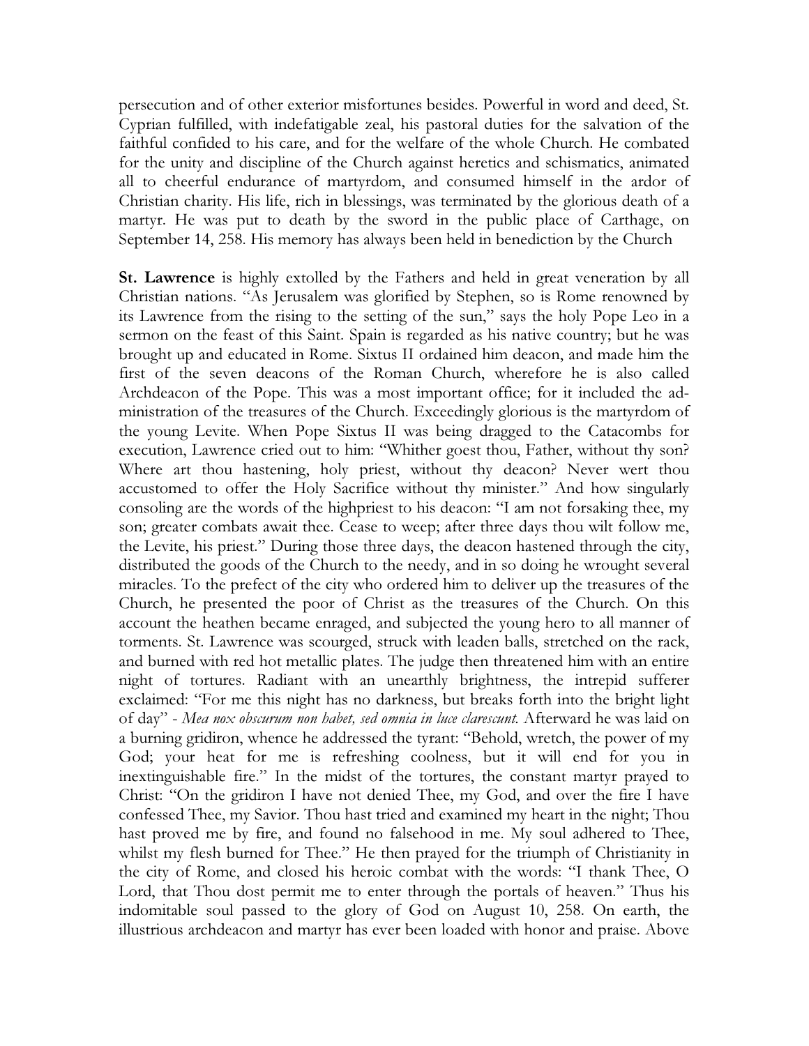persecution and of other exterior misfortunes besides. Powerful in word and deed, St. Cyprian fulfilled, with indefatigable zeal, his pastoral duties for the salvation of the faithful confided to his care, and for the welfare of the whole Church. He combated for the unity and discipline of the Church against heretics and schismatics, animated all to cheerful endurance of martyrdom, and consumed himself in the ardor of Christian charity. His life, rich in blessings, was terminated by the glorious death of a martyr. He was put to death by the sword in the public place of Carthage, on September 14, 258. His memory has always been held in benediction by the Church

**St. Lawrence** is highly extolled by the Fathers and held in great veneration by all Christian nations. "As Jerusalem was glorified by Stephen, so is Rome renowned by its Lawrence from the rising to the setting of the sun," says the holy Pope Leo in a sermon on the feast of this Saint. Spain is regarded as his native country; but he was brought up and educated in Rome. Sixtus II ordained him deacon, and made him the first of the seven deacons of the Roman Church, wherefore he is also called Archdeacon of the Pope. This was a most important office; for it included the administration of the treasures of the Church. Exceedingly glorious is the martyrdom of the young Levite. When Pope Sixtus II was being dragged to the Catacombs for execution, Lawrence cried out to him: "Whither goest thou, Father, without thy son? Where art thou hastening, holy priest, without thy deacon? Never wert thou accustomed to offer the Holy Sacrifice without thy minister." And how singularly consoling are the words of the highpriest to his deacon: "I am not forsaking thee, my son; greater combats await thee. Cease to weep; after three days thou wilt follow me, the Levite, his priest." During those three days, the deacon hastened through the city, distributed the goods of the Church to the needy, and in so doing he wrought several miracles. To the prefect of the city who ordered him to deliver up the treasures of the Church, he presented the poor of Christ as the treasures of the Church. On this account the heathen became enraged, and subjected the young hero to all manner of torments. St. Lawrence was scourged, struck with leaden balls, stretched on the rack, and burned with red hot metallic plates. The judge then threatened him with an entire night of tortures. Radiant with an unearthly brightness, the intrepid sufferer exclaimed: "For me this night has no darkness, but breaks forth into the bright light of day" - *Mea nox obscurum non habet, sed omnia in luce clarescunt.* Afterward he was laid on a burning gridiron, whence he addressed the tyrant: "Behold, wretch, the power of my God; your heat for me is refreshing coolness, but it will end for you in inextinguishable fire." In the midst of the tortures, the constant martyr prayed to Christ: "On the gridiron I have not denied Thee, my God, and over the fire I have confessed Thee, my Savior. Thou hast tried and examined my heart in the night; Thou hast proved me by fire, and found no falsehood in me. My soul adhered to Thee, whilst my flesh burned for Thee." He then prayed for the triumph of Christianity in the city of Rome, and closed his heroic combat with the words: "I thank Thee, O Lord, that Thou dost permit me to enter through the portals of heaven." Thus his indomitable soul passed to the glory of God on August 10, 258. On earth, the illustrious archdeacon and martyr has ever been loaded with honor and praise. Above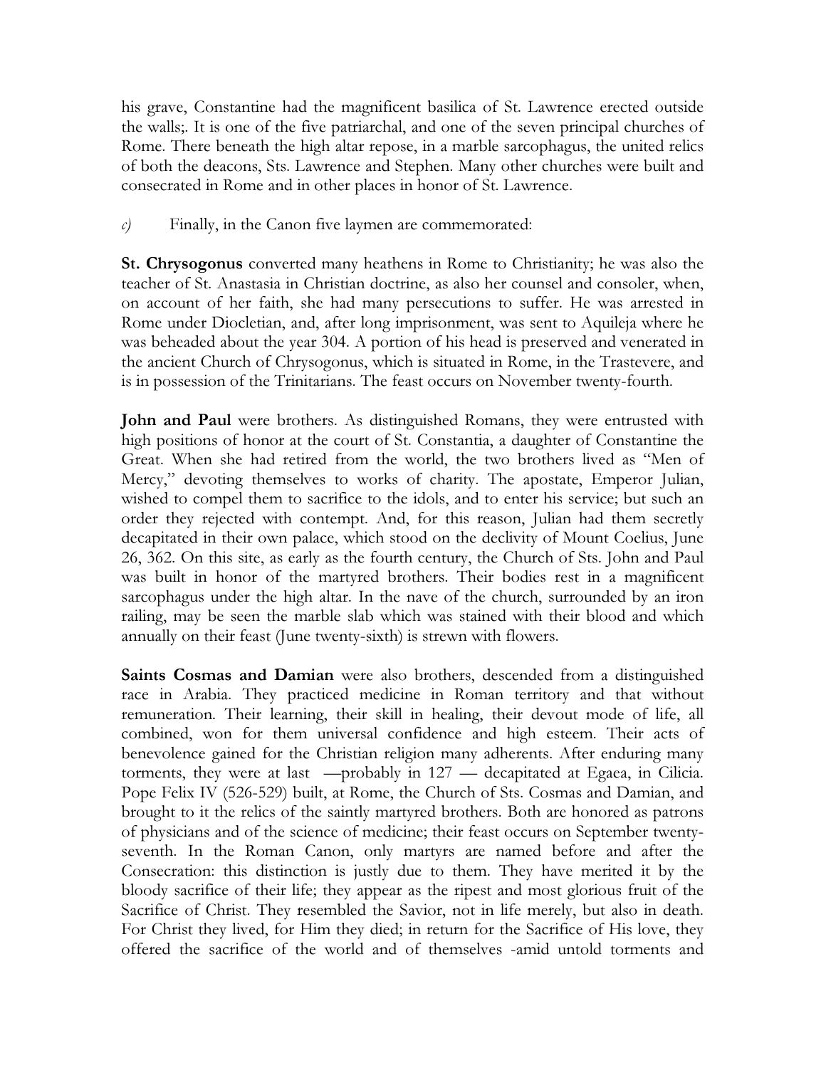his grave, Constantine had the magnificent basilica of St. Lawrence erected outside the walls;. It is one of the five patriarchal, and one of the seven principal churches of Rome. There beneath the high altar repose, in a marble sarcophagus, the united relics of both the deacons, Sts. Lawrence and Stephen. Many other churches were built and consecrated in Rome and in other places in honor of St. Lawrence.

*c)* Finally, in the Canon five laymen are commemorated:

**St. Chrysogonus** converted many heathens in Rome to Christianity; he was also the teacher of St. Anastasia in Christian doctrine, as also her counsel and consoler, when, on account of her faith, she had many persecutions to suffer. He was arrested in Rome under Diocletian, and, after long imprisonment, was sent to Aquileja where he was beheaded about the year 304. A portion of his head is preserved and venerated in the ancient Church of Chrysogonus, which is situated in Rome, in the Trastevere, and is in possession of the Trinitarians. The feast occurs on November twenty-fourth.

**John and Paul** were brothers. As distinguished Romans, they were entrusted with high positions of honor at the court of St. Constantia, a daughter of Constantine the Great. When she had retired from the world, the two brothers lived as "Men of Mercy," devoting themselves to works of charity. The apostate, Emperor Julian, wished to compel them to sacrifice to the idols, and to enter his service; but such an order they rejected with contempt. And, for this reason, Julian had them secretly decapitated in their own palace, which stood on the declivity of Mount Coelius, June 26, 362. On this site, as early as the fourth century, the Church of Sts. John and Paul was built in honor of the martyred brothers. Their bodies rest in a magnificent sarcophagus under the high altar. In the nave of the church, surrounded by an iron railing, may be seen the marble slab which was stained with their blood and which annually on their feast (June twenty-sixth) is strewn with flowers.

**Saints Cosmas and Damian** were also brothers, descended from a distinguished race in Arabia. They practiced medicine in Roman territory and that without remuneration. Their learning, their skill in healing, their devout mode of life, all combined, won for them universal confidence and high esteem. Their acts of benevolence gained for the Christian religion many adherents. After enduring many torments, they were at last —probably in 127 — decapitated at Egaea, in Cilicia. Pope Felix IV (526-529) built, at Rome, the Church of Sts. Cosmas and Damian, and brought to it the relics of the saintly martyred brothers. Both are honored as patrons of physicians and of the science of medicine; their feast occurs on September twenty-seventh. In the Roman Canon, only martyrs are named before and after the Consecration: this distinction is justly due to them. They have merited it by the bloody sacrifice of their life; they appear as the ripest and most glorious fruit of the Sacrifice of Christ. They resembled the Savior, not in life merely, but also in death. For Christ they lived, for Him they died; in return for the Sacrifice of His love, they offered the sacrifice of the world and of themselves -amid untold torments and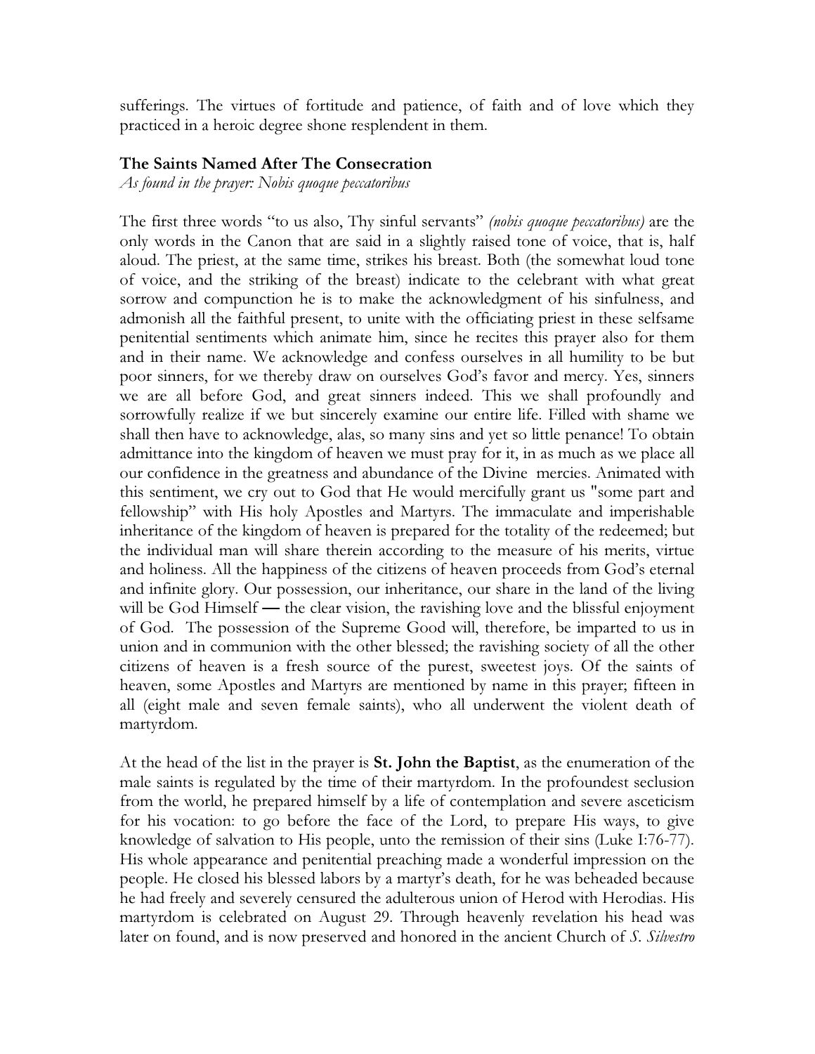sufferings. The virtues of fortitude and patience, of faith and of love which they practiced in a heroic degree shone resplendent in them.

**The Saints Named After The Consecration**

*As found in the prayer: Nobis quoque peccatoribus*

The first three words "to us also, Thy sinful servants" *(nobis quoque peccatoribus)* are the only words in the Canon that are said in a slightly raised tone of voice, that is, half aloud. The priest, at the same time, strikes his breast. Both (the somewhat loud tone of voice, and the striking of the breast) indicate to the celebrant with what great sorrow and compunction he is to make the acknowledgment of his sinfulness, and admonish all the faithful present, to unite with the officiating priest in these selfsame penitential sentiments which animate him, since he recites this prayer also for them and in their name. We acknowledge and confess ourselves in all humility to be but poor sinners, for we thereby draw on ourselves God's favor and mercy. Yes, sinners we are all before God, and great sinners indeed. This we shall profoundly and sorrowfully realize if we but sincerely examine our entire life. Filled with shame we shall then have to acknowledge, alas, so many sins and yet so little penance! To obtain admittance into the kingdom of heaven we must pray for it, in as much as we place all our confidence in the greatness and abundance of the Divine mercies. Animated with this sentiment, we cry out to God that He would mercifully grant us "some part and fellowship" with His holy Apostles and Martyrs. The immaculate and imperishable inheritance of the kingdom of heaven is prepared for the totality of the redeemed; but the individual man will share therein according to the measure of his merits, virtue and holiness. All the happiness of the citizens of heaven proceeds from God's eternal and infinite glory. Our possession, our inheritance, our share in the land of the living will be God Himself — the clear vision, the ravishing love and the blissful enjoyment of God. The possession of the Supreme Good will, therefore, be imparted to us in union and in communion with the other blessed; the ravishing society of all the other citizens of heaven is a fresh source of the purest, sweetest joys. Of the saints of heaven, some Apostles and Martyrs are mentioned by name in this prayer; fifteen in all (eight male and seven female saints), who all underwent the violent death of martyrdom.

At the head of the list in the prayer is **St. John the Baptist**, as the enumeration of the male saints is regulated by the time of their martyrdom. In the profoundest seclusion from the world, he prepared himself by a life of contemplation and severe asceticism for his vocation: to go before the face of the Lord, to prepare His ways, to give knowledge of salvation to His people, unto the remission of their sins (Luke I:76-77). His whole appearance and penitential preaching made a wonderful impression on the people. He closed his blessed labors by a martyr's death, for he was beheaded because he had freely and severely censured the adulterous union of Herod with Herodias. His martyrdom is celebrated on August 29. Through heavenly revelation his head was later on found, and is now preserved and honored in the ancient Church of *S. Silvestro*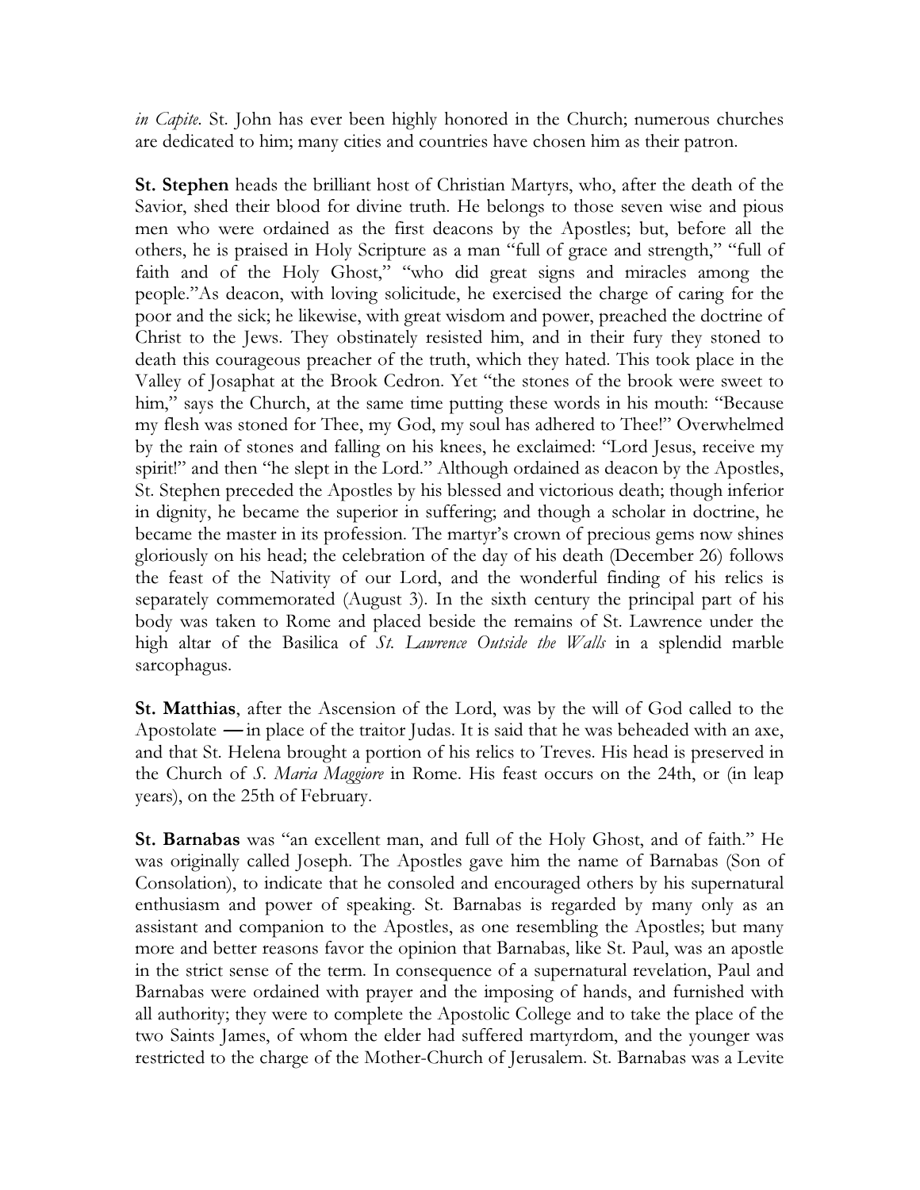*in Capite*. St. John has ever been highly honored in the Church; numerous churches are dedicated to him; many cities and countries have chosen him as their patron.

**St. Stephen** heads the brilliant host of Christian Martyrs, who, after the death of the Savior, shed their blood for divine truth. He belongs to those seven wise and pious men who were ordained as the first deacons by the Apostles; but, before all the others, he is praised in Holy Scripture as a man "full of grace and strength," "full of faith and of the Holy Ghost," "who did great signs and miracles among the people."As deacon, with loving solicitude, he exercised the charge of caring for the poor and the sick; he likewise, with great wisdom and power, preached the doctrine of Christ to the Jews. They obstinately resisted him, and in their fury they stoned to death this courageous preacher of the truth, which they hated. This took place in the Valley of Josaphat at the Brook Cedron. Yet "the stones of the brook were sweet to him," says the Church, at the same time putting these words in his mouth: "Because my flesh was stoned for Thee, my God, my soul has adhered to Thee!" Overwhelmed by the rain of stones and falling on his knees, he exclaimed: "Lord Jesus, receive my spirit!" and then "he slept in the Lord." Although ordained as deacon by the Apostles, St. Stephen preceded the Apostles by his blessed and victorious death; though inferior in dignity, he became the superior in suffering; and though a scholar in doctrine, he became the master in its profession. The martyr's crown of precious gems now shines gloriously on his head; the celebration of the day of his death (December 26) follows the feast of the Nativity of our Lord, and the wonderful finding of his relics is separately commemorated (August 3). In the sixth century the principal part of his body was taken to Rome and placed beside the remains of St. Lawrence under the high altar of the Basilica of *St. Lawrence Outside the Walls* in a splendid marble sarcophagus.

**St. Matthias**, after the Ascension of the Lord, was by the will of God called to the Apostolate —in place of the traitor Judas. It is said that he was beheaded with an axe, and that St. Helena brought a portion of his relics to Treves. His head is preserved in the Church of *S. Maria Maggiore* in Rome. His feast occurs on the 24th, or (in leap years), on the 25th of February.

**St. Barnabas** was "an excellent man, and full of the Holy Ghost, and of faith." He was originally called Joseph. The Apostles gave him the name of Barnabas (Son of Consolation), to indicate that he consoled and encouraged others by his supernatural enthusiasm and power of speaking. St. Barnabas is regarded by many only as an assistant and companion to the Apostles, as one resembling the Apostles; but many more and better reasons favor the opinion that Barnabas, like St. Paul, was an apostle in the strict sense of the term. In consequence of a supernatural revelation, Paul and Barnabas were ordained with prayer and the imposing of hands, and furnished with all authority; they were to complete the Apostolic College and to take the place of the two Saints James, of whom the elder had suffered martyrdom, and the younger was restricted to the charge of the Mother-Church of Jerusalem. St. Barnabas was a Levite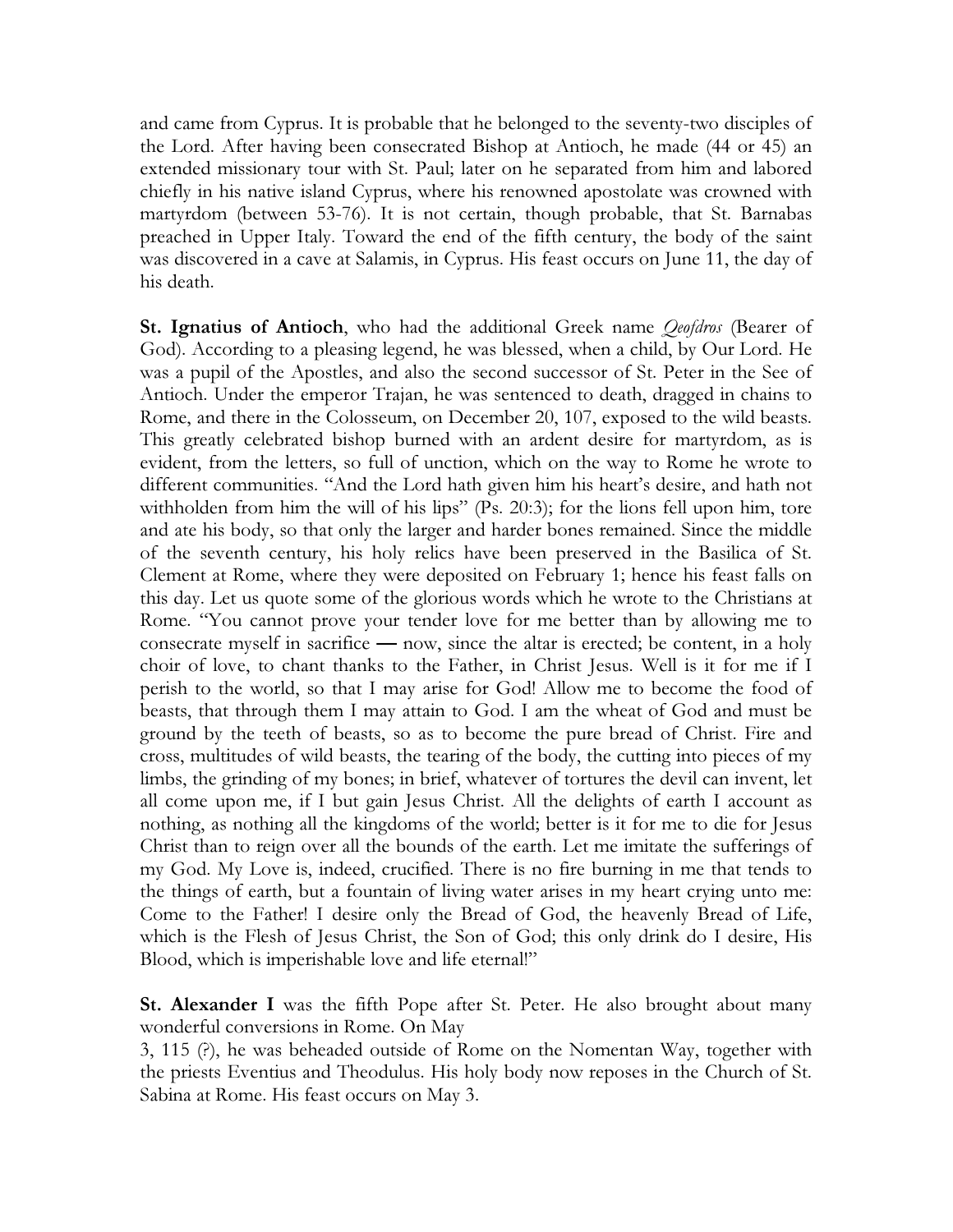and came from Cyprus. It is probable that he belonged to the seventy-two disciples of the Lord. After having been consecrated Bishop at Antioch, he made (44 or 45) an extended missionary tour with St. Paul; later on he separated from him and labored chiefly in his native island Cyprus, where his renowned apostolate was crowned with martyrdom (between 53-76). It is not certain, though probable, that St. Barnabas preached in Upper Italy. Toward the end of the fifth century, the body of the saint was discovered in a cave at Salamis, in Cyprus. His feast occurs on June 11, the day of his death.

**St. Ignatius of Antioch**, who had the additional Greek name *Qeofdros* (Bearer of God). According to a pleasing legend, he was blessed, when a child, by Our Lord. He was a pupil of the Apostles, and also the second successor of St. Peter in the See of Antioch. Under the emperor Trajan, he was sentenced to death, dragged in chains to Rome, and there in the Colosseum, on December 20, 107, exposed to the wild beasts. This greatly celebrated bishop burned with an ardent desire for martyrdom, as is evident, from the letters, so full of unction, which on the way to Rome he wrote to different communities. "And the Lord hath given him his heart's desire, and hath not withholden from him the will of his lips" (Ps. 20:3); for the lions fell upon him, tore and ate his body, so that only the larger and harder bones remained. Since the middle of the seventh century, his holy relics have been preserved in the Basilica of St. Clement at Rome, where they were deposited on February 1; hence his feast falls on this day. Let us quote some of the glorious words which he wrote to the Christians at Rome. "You cannot prove your tender love for me better than by allowing me to consecrate myself in sacrifice — now, since the altar is erected; be content, in a holy choir of love, to chant thanks to the Father, in Christ Jesus. Well is it for me if I perish to the world, so that I may arise for God! Allow me to become the food of beasts, that through them I may attain to God. I am the wheat of God and must be ground by the teeth of beasts, so as to become the pure bread of Christ. Fire and cross, multitudes of wild beasts, the tearing of the body, the cutting into pieces of my limbs, the grinding of my bones; in brief, whatever of tortures the devil can invent, let all come upon me, if I but gain Jesus Christ. All the delights of earth I account as nothing, as nothing all the kingdoms of the world; better is it for me to die for Jesus Christ than to reign over all the bounds of the earth. Let me imitate the sufferings of my God. My Love is, indeed, crucified. There is no fire burning in me that tends to the things of earth, but a fountain of living water arises in my heart crying unto me: Come to the Father! I desire only the Bread of God, the heavenly Bread of Life, which is the Flesh of Jesus Christ, the Son of God; this only drink do I desire, His Blood, which is imperishable love and life eternal!"

**St. Alexander I** was the fifth Pope after St. Peter. He also brought about many wonderful conversions in Rome. On May 3, 115 (?), he was beheaded outside of Rome on the Nomentan Way, together with the priests Eventius and Theodulus. His holy body now reposes in the Church of St. Sabina at Rome. His feast occurs on May 3.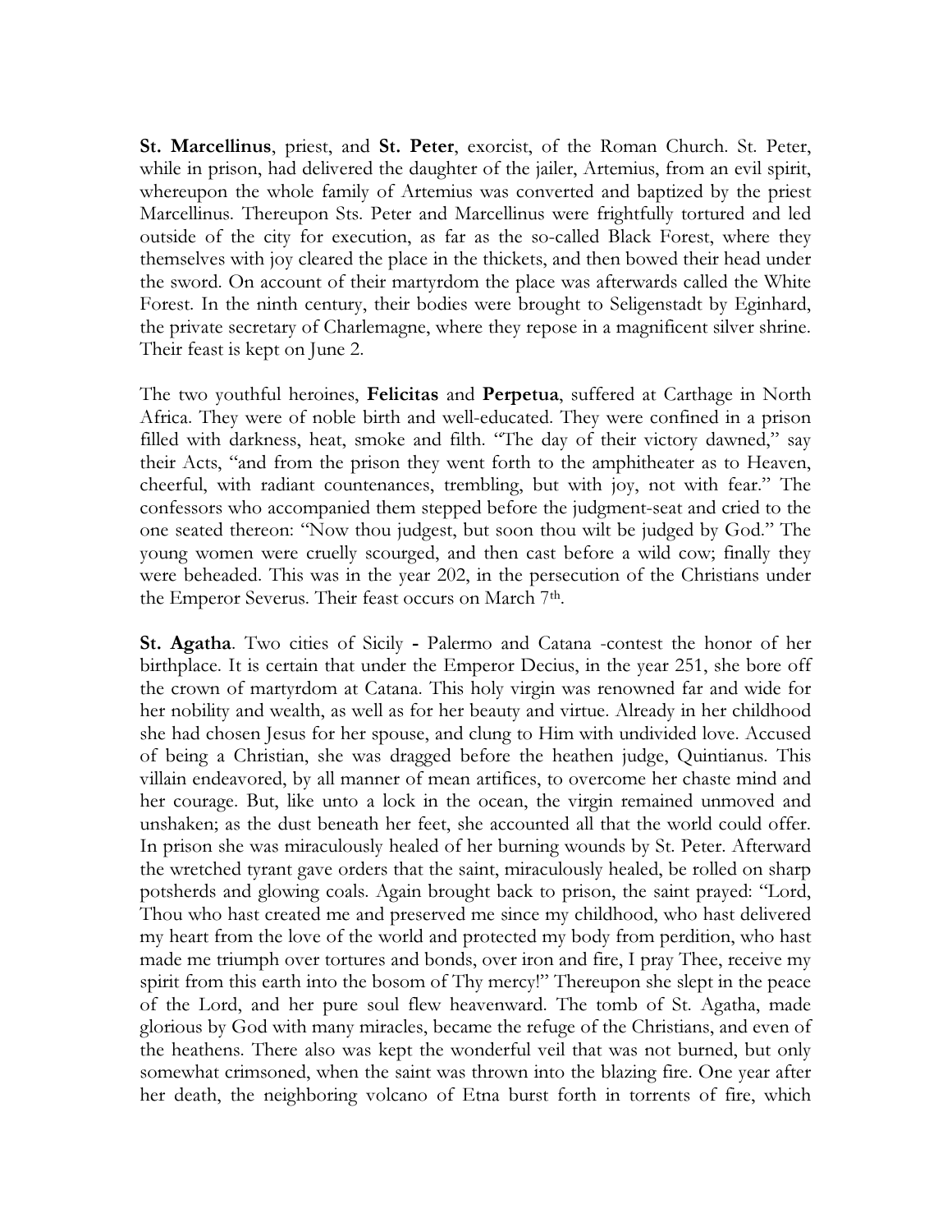**St. Marcellinus**, priest, and **St. Peter**, exorcist, of the Roman Church. St. Peter, while in prison, had delivered the daughter of the jailer, Artemius, from an evil spirit, whereupon the whole family of Artemius was converted and baptized by the priest Marcellinus. Thereupon Sts. Peter and Marcellinus were frightfully tortured and led outside of the city for execution, as far as the so-called Black Forest, where they themselves with joy cleared the place in the thickets, and then bowed their head under the sword. On account of their martyrdom the place was afterwards called the White Forest. In the ninth century, their bodies were brought to Seligenstadt by Eginhard, the private secretary of Charlemagne, where they repose in a magnificent silver shrine. Their feast is kept on June 2.

The two youthful heroines, **Felicitas** and **Perpetua**, suffered at Carthage in North Africa. They were of noble birth and well-educated. They were confined in a prison filled with darkness, heat, smoke and filth. "The day of their victory dawned," say their Acts, "and from the prison they went forth to the amphitheater as to Heaven, cheerful, with radiant countenances, trembling, but with joy, not with fear." The confessors who accompanied them stepped before the judgment-seat and cried to the one seated thereon: "Now thou judgest, but soon thou wilt be judged by God." The young women were cruelly scourged, and then cast before a wild cow; finally they were beheaded. This was in the year 202, in the persecution of the Christians under the Emperor Severus. Their feast occurs on March 7th.

**St. Agatha**. Two cities of Sicily - Palermo and Catana -contest the honor of her birthplace. It is certain that under the Emperor Decius, in the year 251, she bore off the crown of martyrdom at Catana. This holy virgin was renowned far and wide for her nobility and wealth, as well as for her beauty and virtue. Already in her childhood she had chosen Jesus for her spouse, and clung to Him with undivided love. Accused of being a Christian, she was dragged before the heathen judge, Quintianus. This villain endeavored, by all manner of mean artifices, to overcome her chaste mind and her courage. But, like unto a lock in the ocean, the virgin remained unmoved and unshaken; as the dust beneath her feet, she accounted all that the world could offer. In prison she was miraculously healed of her burning wounds by St. Peter. Afterward the wretched tyrant gave orders that the saint, miraculously healed, be rolled on sharp potsherds and glowing coals. Again brought back to prison, the saint prayed: "Lord, Thou who hast created me and preserved me since my childhood, who hast delivered my heart from the love of the world and protected my body from perdition, who hast made me triumph over tortures and bonds, over iron and fire, I pray Thee, receive my spirit from this earth into the bosom of Thy mercy!" Thereupon she slept in the peace of the Lord, and her pure soul flew heavenward. The tomb of St. Agatha, made glorious by God with many miracles, became the refuge of the Christians, and even of the heathens. There also was kept the wonderful veil that was not burned, but only somewhat crimsoned, when the saint was thrown into the blazing fire. One year after her death, the neighboring volcano of Etna burst forth in torrents of fire, which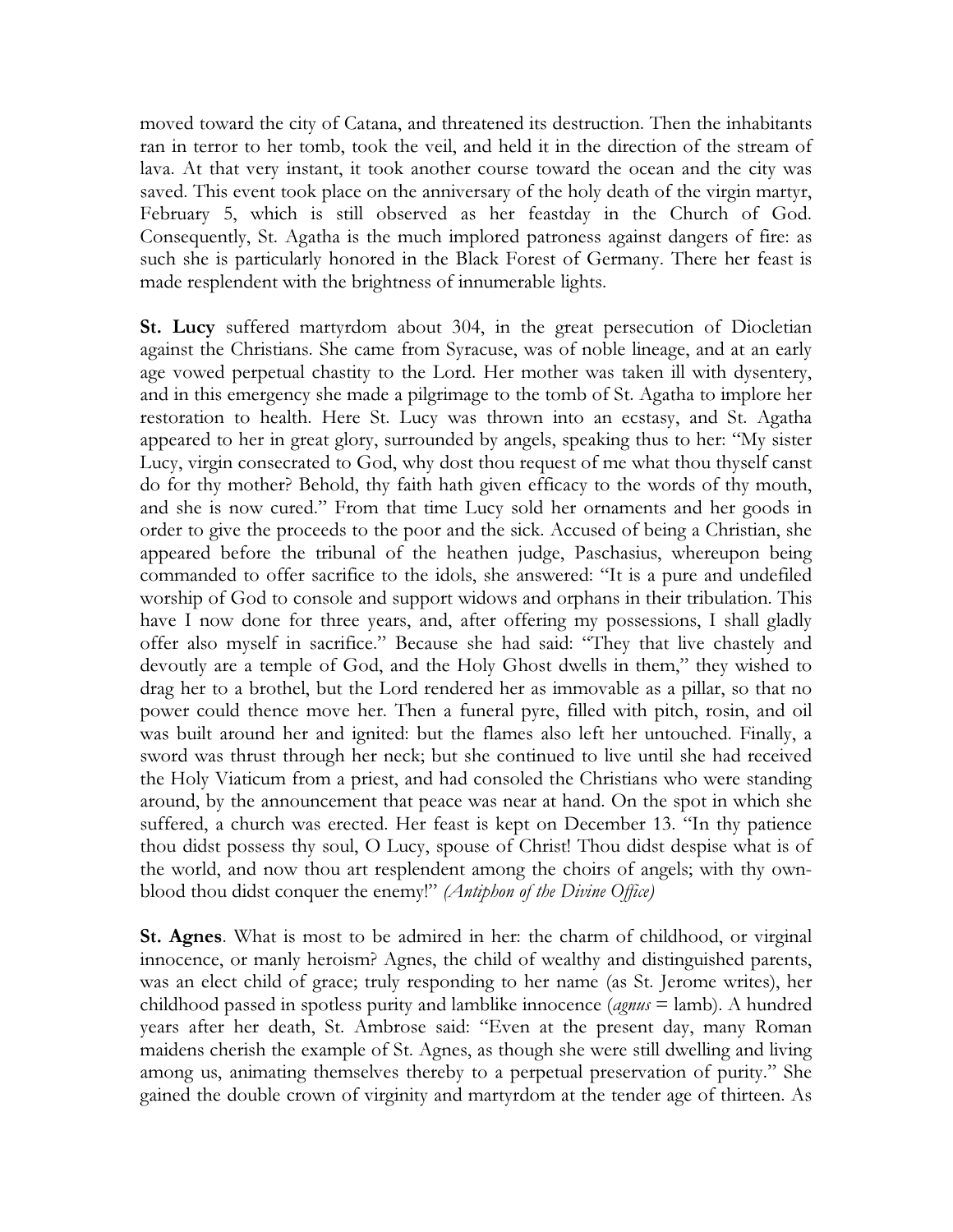moved toward the city of Catana, and threatened its destruction. Then the inhabitants ran in terror to her tomb, took the veil, and held it in the direction of the stream of lava. At that very instant, it took another course toward the ocean and the city was saved. This event took place on the anniversary of the holy death of the virgin martyr, February 5, which is still observed as her feastday in the Church of God. Consequently, St. Agatha is the much implored patroness against dangers of fire: as such she is particularly honored in the Black Forest of Germany. There her feast is made resplendent with the brightness of innumerable lights.

**St. Lucy** suffered martyrdom about 304, in the great persecution of Diocletian against the Christians. She came from Syracuse, was of noble lineage, and at an early age vowed perpetual chastity to the Lord. Her mother was taken ill with dysentery, and in this emergency she made a pilgrimage to the tomb of St. Agatha to implore her restoration to health. Here St. Lucy was thrown into an ecstasy, and St. Agatha appeared to her in great glory, surrounded by angels, speaking thus to her: "My sister Lucy, virgin consecrated to God, why dost thou request of me what thou thyself canst do for thy mother? Behold, thy faith hath given efficacy to the words of thy mouth, and she is now cured." From that time Lucy sold her ornaments and her goods in order to give the proceeds to the poor and the sick. Accused of being a Christian, she appeared before the tribunal of the heathen judge, Paschasius, whereupon being commanded to offer sacrifice to the idols, she answered: "It is a pure and undefiled worship of God to console and support widows and orphans in their tribulation. This have I now done for three years, and, after offering my possessions, I shall gladly offer also myself in sacrifice." Because she had said: "They that live chastely and devoutly are a temple of God, and the Holy Ghost dwells in them," they wished to drag her to a brothel, but the Lord rendered her as immovable as a pillar, so that no power could thence move her. Then a funeral pyre, filled with pitch, rosin, and oil was built around her and ignited: but the flames also left her untouched. Finally, a sword was thrust through her neck; but she continued to live until she had received the Holy Viaticum from a priest, and had consoled the Christians who were standing around, by the announcement that peace was near at hand. On the spot in which she suffered, a church was erected. Her feast is kept on December 13. "In thy patience thou didst possess thy soul, O Lucy, spouse of Christ! Thou didst despise what is of the world, and now thou art resplendent among the choirs of angels; with thy own-blood thou didst conquer the enemy!" *(Antiphon of the Divine Office)*

**St. Agnes**. What is most to be admired in her: the charm of childhood, or virginal innocence, or manly heroism? Agnes, the child of wealthy and distinguished parents, was an elect child of grace; truly responding to her name (as St. Jerome writes), her childhood passed in spotless purity and lamblike innocence (*agnus* = lamb). A hundred years after her death, St. Ambrose said: "Even at the present day, many Roman maidens cherish the example of St. Agnes, as though she were still dwelling and living among us, animating themselves thereby to a perpetual preservation of purity." She gained the double crown of virginity and martyrdom at the tender age of thirteen. As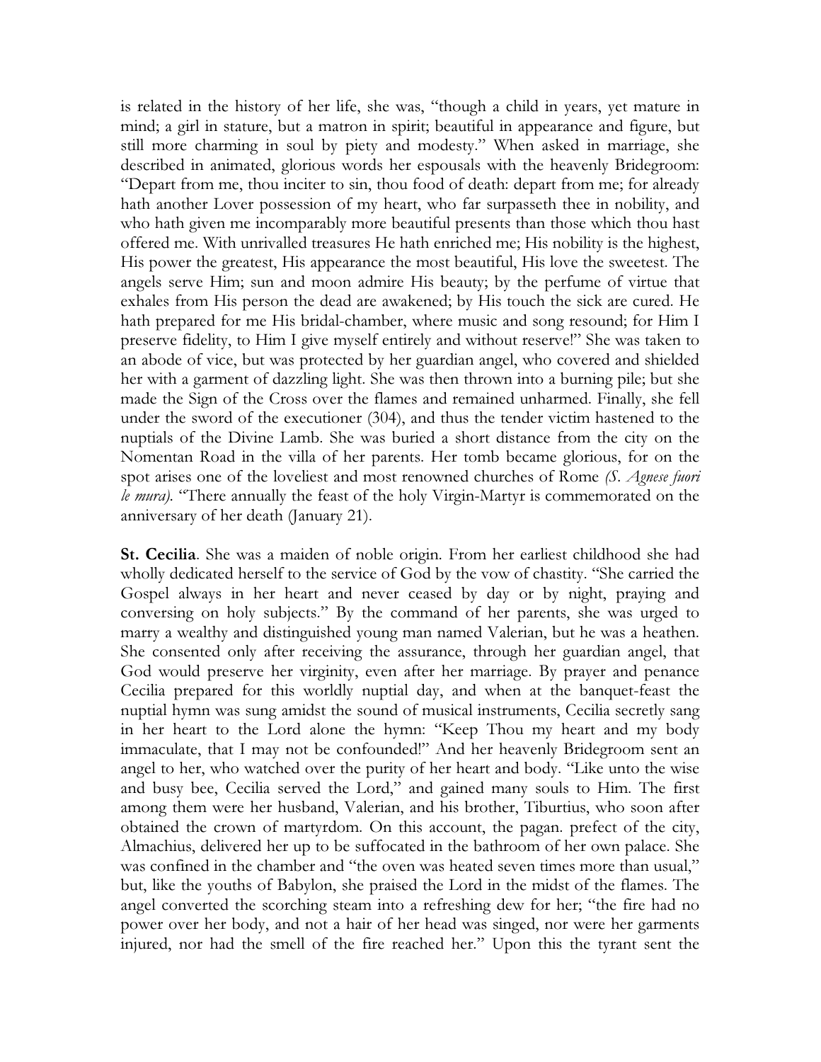is related in the history of her life, she was, "though a child in years, yet mature in mind; a girl in stature, but a matron in spirit; beautiful in appearance and figure, but still more charming in soul by piety and modesty." When asked in marriage, she described in animated, glorious words her espousals with the heavenly Bridegroom: "Depart from me, thou inciter to sin, thou food of death: depart from me; for already hath another Lover possession of my heart, who far surpasseth thee in nobility, and who hath given me incomparably more beautiful presents than those which thou hast offered me. With unrivalled treasures He hath enriched me; His nobility is the highest, His power the greatest, His appearance the most beautiful, His love the sweetest. The angels serve Him; sun and moon admire His beauty; by the perfume of virtue that exhales from His person the dead are awakened; by His touch the sick are cured. He hath prepared for me His bridal-chamber, where music and song resound; for Him I preserve fidelity, to Him I give myself entirely and without reserve!" She was taken to an abode of vice, but was protected by her guardian angel, who covered and shielded her with a garment of dazzling light. She was then thrown into a burning pile; but she made the Sign of the Cross over the flames and remained unharmed. Finally, she fell under the sword of the executioner (304), and thus the tender victim hastened to the nuptials of the Divine Lamb. She was buried a short distance from the city on the Nomentan Road in the villa of her parents. Her tomb became glorious, for on the spot arises one of the loveliest and most renowned churches of Rome *(S. Agnese fuori le mura)*. "There annually the feast of the holy Virgin-Martyr is commemorated on the anniversary of her death (January 21).

**St. Cecilia**. She was a maiden of noble origin. From her earliest childhood she had wholly dedicated herself to the service of God by the vow of chastity. "She carried the Gospel always in her heart and never ceased by day or by night, praying and conversing on holy subjects." By the command of her parents, she was urged to marry a wealthy and distinguished young man named Valerian, but he was a heathen. She consented only after receiving the assurance, through her guardian angel, that God would preserve her virginity, even after her marriage. By prayer and penance Cecilia prepared for this worldly nuptial day, and when at the banquet-feast the nuptial hymn was sung amidst the sound of musical instruments, Cecilia secretly sang in her heart to the Lord alone the hymn: "Keep Thou my heart and my body immaculate, that I may not be confounded!" And her heavenly Bridegroom sent an angel to her, who watched over the purity of her heart and body. "Like unto the wise and busy bee, Cecilia served the Lord," and gained many souls to Him. The first among them were her husband, Valerian, and his brother, Tiburtius, who soon after obtained the crown of martyrdom. On this account, the pagan. prefect of the city, Almachius, delivered her up to be suffocated in the bathroom of her own palace. She was confined in the chamber and "the oven was heated seven times more than usual," but, like the youths of Babylon, she praised the Lord in the midst of the flames. The angel converted the scorching steam into a refreshing dew for her; "the fire had no power over her body, and not a hair of her head was singed, nor were her garments injured, nor had the smell of the fire reached her." Upon this the tyrant sent the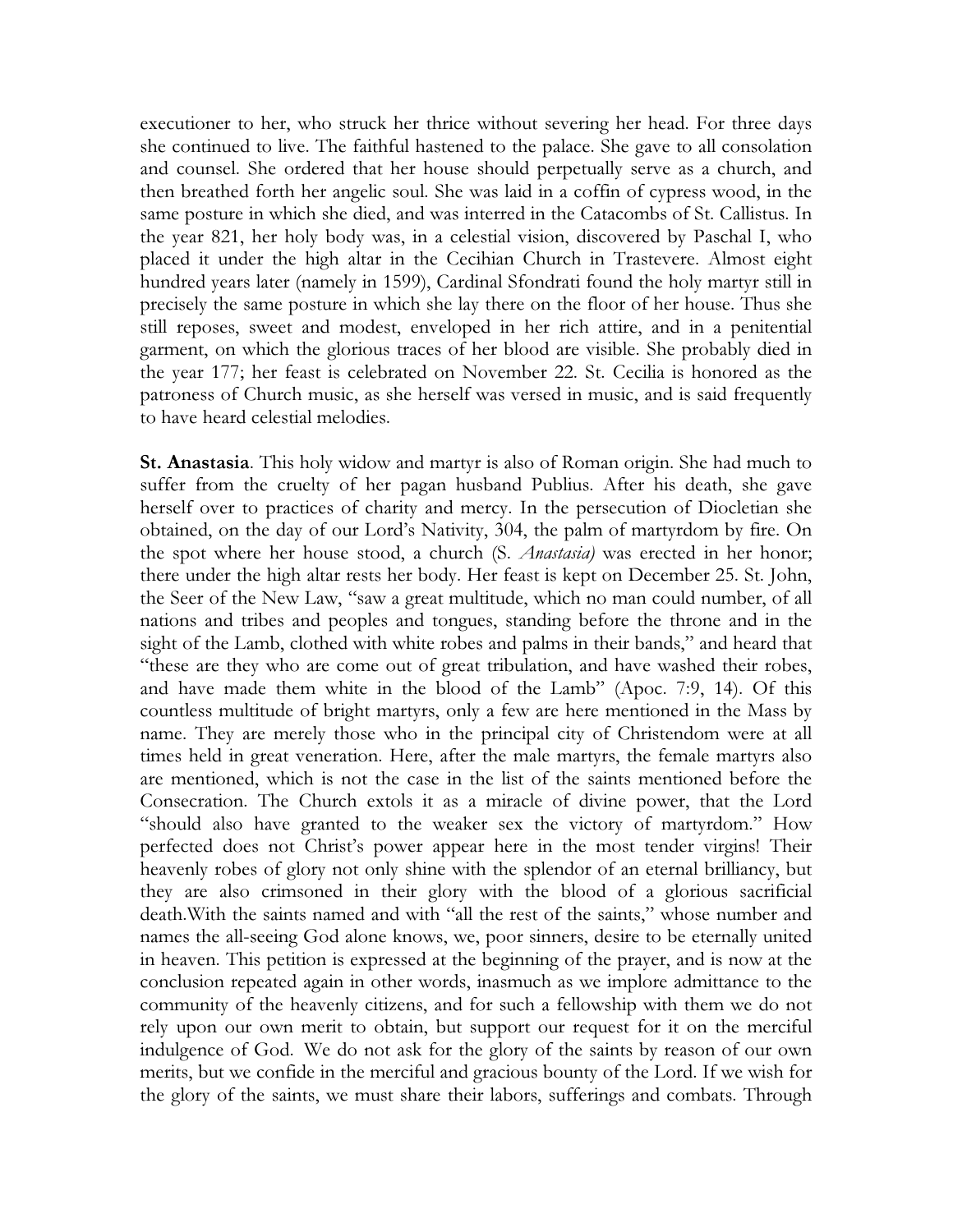executioner to her, who struck her thrice without severing her head. For three days she continued to live. The faithful hastened to the palace. She gave to all consolation and counsel. She ordered that her house should perpetually serve as a church, and then breathed forth her angelic soul. She was laid in a coffin of cypress wood, in the same posture in which she died, and was interred in the Catacombs of St. Callistus. In the year 821, her holy body was, in a celestial vision, discovered by Paschal I, who placed it under the high altar in the Cecihian Church in Trastevere. Almost eight hundred years later (namely in 1599), Cardinal Sfondrati found the holy martyr still in precisely the same posture in which she lay there on the floor of her house. Thus she still reposes, sweet and modest, enveloped in her rich attire, and in a penitential garment, on which the glorious traces of her blood are visible. She probably died in the year 177; her feast is celebrated on November 22. St. Cecilia is honored as the patroness of Church music, as she herself was versed in music, and is said frequently to have heard celestial melodies.

**St. Anastasia**. This holy widow and martyr is also of Roman origin. She had much to suffer from the cruelty of her pagan husband Publius. After his death, she gave herself over to practices of charity and mercy. In the persecution of Diocletian she obtained, on the day of our Lord's Nativity, 304, the palm of martyrdom by fire. On the spot where her house stood, a church (S. *Anastasia)* was erected in her honor; there under the high altar rests her body. Her feast is kept on December 25. St. John, the Seer of the New Law, "saw a great multitude, which no man could number, of all nations and tribes and peoples and tongues, standing before the throne and in the sight of the Lamb, clothed with white robes and palms in their bands," and heard that "these are they who are come out of great tribulation, and have washed their robes, and have made them white in the blood of the Lamb" (Apoc. 7:9, 14). Of this countless multitude of bright martyrs, only a few are here mentioned in the Mass by name. They are merely those who in the principal city of Christendom were at all times held in great veneration. Here, after the male martyrs, the female martyrs also are mentioned, which is not the case in the list of the saints mentioned before the Consecration. The Church extols it as a miracle of divine power, that the Lord "should also have granted to the weaker sex the victory of martyrdom." How perfected does not Christ's power appear here in the most tender virgins! Their heavenly robes of glory not only shine with the splendor of an eternal brilliancy, but they are also crimsoned in their glory with the blood of a glorious sacrificial death.With the saints named and with "all the rest of the saints," whose number and names the all-seeing God alone knows, we, poor sinners, desire to be eternally united in heaven. This petition is expressed at the beginning of the prayer, and is now at the conclusion repeated again in other words, inasmuch as we implore admittance to the community of the heavenly citizens, and for such a fellowship with them we do not rely upon our own merit to obtain, but support our request for it on the merciful indulgence of God. We do not ask for the glory of the saints by reason of our own merits, but we confide in the merciful and gracious bounty of the Lord. If we wish for the glory of the saints, we must share their labors, sufferings and combats. Through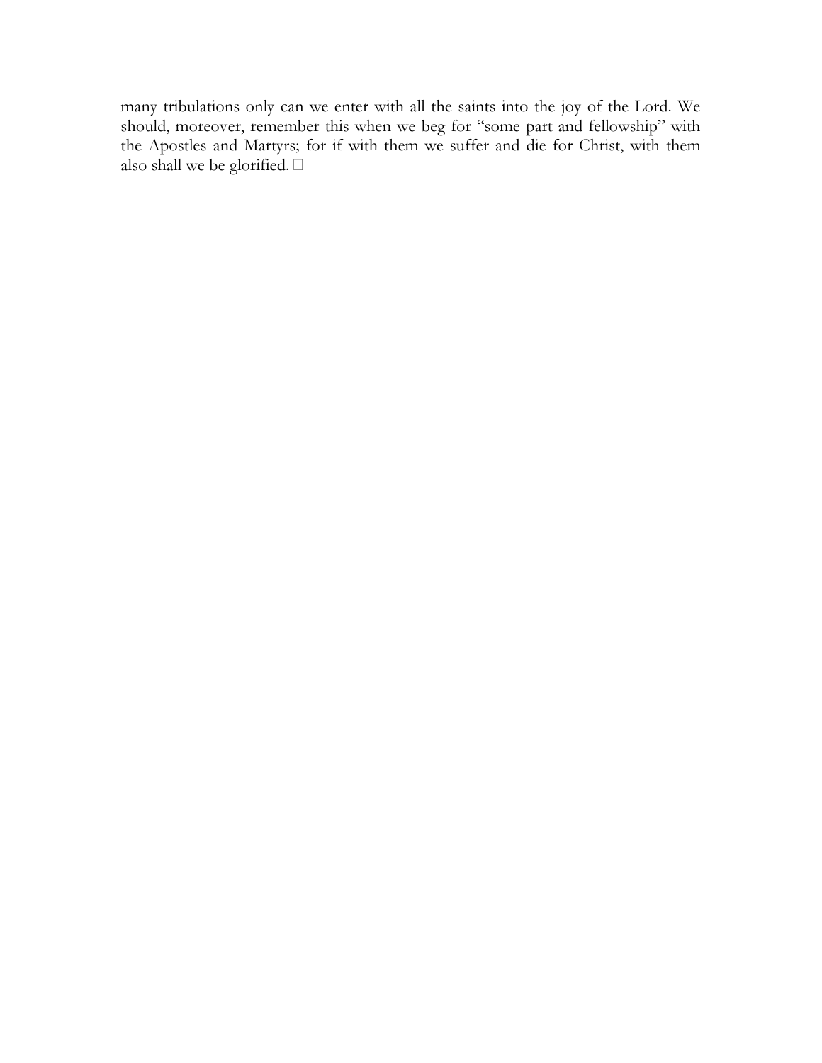many tribulations only can we enter with all the saints into the joy of the Lord. We should, moreover, remember this when we beg for "some part and fellowship" with the Apostles and Martyrs; for if with them we suffer and die for Christ, with them also shall we be glorified.